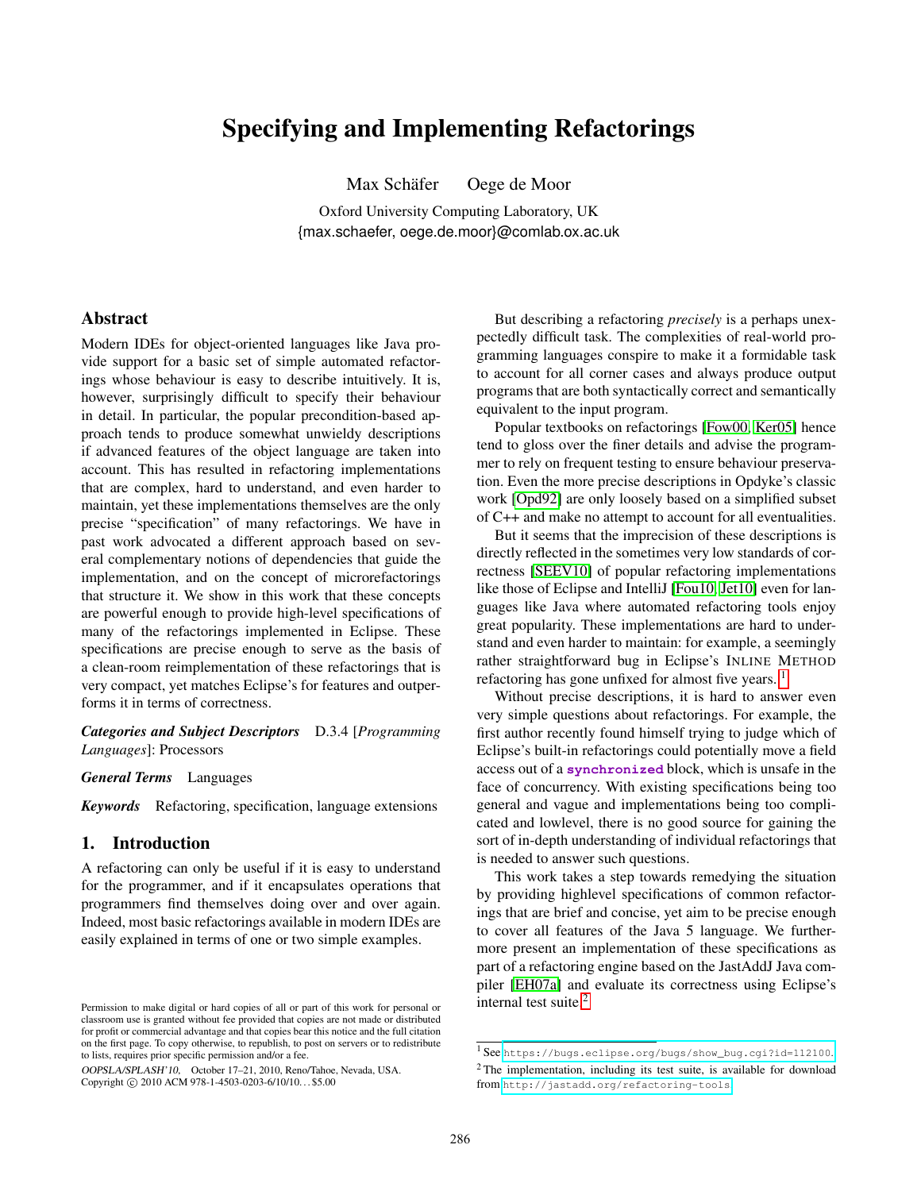# Specifying and Implementing Refactorings

Max Schäfer Oege de Moor

Oxford University Computing Laboratory, UK
{max.schaefer, oege.de.moor}@comlab.ox.ac.uk

## Abstract

Modern IDEs for object-oriented languages like Java provide support for a basic set of simple automated refactorings whose behaviour is easy to describe intuitively. It is, however, surprisingly difficult to specify their behaviour in detail. In particular, the popular precondition-based approach tends to produce somewhat unwieldy descriptions if advanced features of the object language are taken into account. This has resulted in refactoring implementations that are complex, hard to understand, and even harder to maintain, yet these implementations themselves are the only precise "specification" of many refactorings. We have in past work advocated a different approach based on several complementary notions of dependencies that guide the implementation, and on the concept of microrefactorings that structure it. We show in this work that these concepts are powerful enough to provide high-level specifications of many of the refactorings implemented in Eclipse. These specifications are precise enough to serve as the basis of a clean-room reimplementation of these refactorings that is very compact, yet matches Eclipse's for features and outperforms it in terms of correctness.

***Categories and Subject Descriptors*** D.3.4 [*Programming Languages*]: Processors

***General Terms*** Languages

***Keywords*** Refactoring, specification, language extensions

## 1. Introduction

A refactoring can only be useful if it is easy to understand for the programmer, and if it encapsulates operations that programmers find themselves doing over and over again. Indeed, most basic refactorings available in modern IDEs are easily explained in terms of one or two simple examples.

But describing a refactoring *precisely* is a perhaps unexpectedly difficult task. The complexities of real-world programming languages conspire to make it a formidable task to account for all corner cases and always produce output programs that are both syntactically correct and semantically equivalent to the input program.

Popular textbooks on refactorings [Fow00, Ker05] hence tend to gloss over the finer details and advise the programmer to rely on frequent testing to ensure behaviour preservation. Even the more precise descriptions in Opdyke's classic work [Opd92] are only loosely based on a simplified subset of C++ and make no attempt to account for all eventualities.

But it seems that the imprecision of these descriptions is directly reflected in the sometimes very low standards of correctness [SEEV10] of popular refactoring implementations like those of Eclipse and IntelliJ [Fou10, Jet10] even for languages like Java where automated refactoring tools enjoy great popularity. These implementations are hard to understand and even harder to maintain: for example, a seemingly rather straightforward bug in Eclipse's INLINE METHOD refactoring has gone unfixed for almost five years.[1]

Without precise descriptions, it is hard to answer even very simple questions about refactorings. For example, the first author recently found himself trying to judge which of Eclipse's built-in refactorings could potentially move a field access out of a `synchronized` block, which is unsafe in the face of concurrency. With existing specifications being too general and vague and implementations being too complicated and lowlevel, there is no good source for gaining the sort of in-depth understanding of individual refactorings that is needed to answer such questions.

This work takes a step towards remedying the situation by providing highlevel specifications of common refactorings that are brief and concise, yet aim to be precise enough to cover all features of the Java 5 language. We furthermore present an implementation of these specifications as part of a refactoring engine based on the JastAddJ Java compiler [EH07a] and evaluate its correctness using Eclipse's internal test suite.[2]

[1] See https://bugs.eclipse.org/bugs/show_bug.cgi?id=112100.

[2] The implementation, including its test suite, is available for download from http://jastadd.org/refactoring-tools

Permission to make digital or hard copies of all or part of this work for personal or classroom use is granted without fee provided that copies are not made or distributed for profit or commercial advantage and that copies bear this notice and the full citation on the first page. To copy otherwise, to republish, to post on servers or to redistribute to lists, requires prior specific permission and/or a fee.

*OOPSLA/SPLASH'10*, October 17–21, 2010, Reno/Tahoe, Nevada, USA.
Copyright © 2010 ACM 978-1-4503-0203-6/10/10. . . $5.00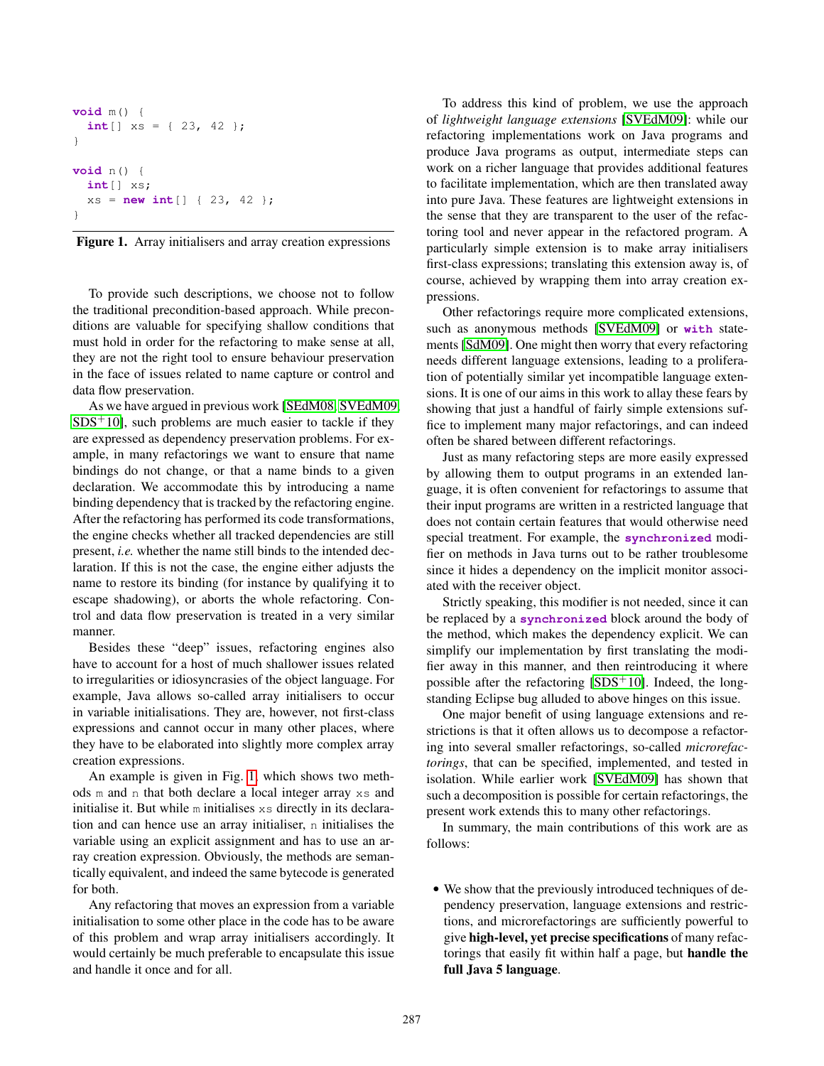```java
void m() {
  int[] xs = { 23, 42 };
}

void n() {
  int[] xs;
  xs = new int[] { 23, 42 };
}
```

**Figure 1.** Array initialisers and array creation expressions

To provide such descriptions, we choose not to follow the traditional precondition-based approach. While preconditions are valuable for specifying shallow conditions that must hold in order for the refactoring to make sense at all, they are not the right tool to ensure behaviour preservation in the face of issues related to name capture or control and data flow preservation.

As we have argued in previous work [SEdM08, SVEdM09, SDS+10], such problems are much easier to tackle if they are expressed as dependency preservation problems. For example, in many refactorings we want to ensure that name bindings do not change, or that a name binds to a given declaration. We accommodate this by introducing a name binding dependency that is tracked by the refactoring engine. After the refactoring has performed its code transformations, the engine checks whether all tracked dependencies are still present, *i.e.* whether the name still binds to the intended declaration. If this is not the case, the engine either adjusts the name to restore its binding (for instance by qualifying it to escape shadowing), or aborts the whole refactoring. Control and data flow preservation is treated in a very similar manner.

Besides these "deep" issues, refactoring engines also have to account for a host of much shallower issues related to irregularities or idiosyncrasies of the object language. For example, Java allows so-called array initialisers to occur in variable initialisations. They are, however, not first-class expressions and cannot occur in many other places, where they have to be elaborated into slightly more complex array creation expressions.

An example is given in Fig. 1, which shows two methods `m` and `n` that both declare a local integer array `xs` and initialise it. But while `m` initialises `xs` directly in its declaration and can hence use an array initialiser, `n` initialises the variable using an explicit assignment and has to use an array creation expression. Obviously, the methods are semantically equivalent, and indeed the same bytecode is generated for both.

Any refactoring that moves an expression from a variable initialisation to some other place in the code has to be aware of this problem and wrap array initialisers accordingly. It would certainly be much preferable to encapsulate this issue and handle it once and for all.

To address this kind of problem, we use the approach of *lightweight language extensions* [SVEdM09]: while our refactoring implementations work on Java programs and produce Java programs as output, intermediate steps can work on a richer language that provides additional features to facilitate implementation, which are then translated away into pure Java. These features are lightweight extensions in the sense that they are transparent to the user of the refactoring tool and never appear in the refactored program. A particularly simple extension is to make array initialisers first-class expressions; translating this extension away is, of course, achieved by wrapping them into array creation expressions.

Other refactorings require more complicated extensions, such as anonymous methods [SVEdM09] or **with** statements [SdM09]. One might then worry that every refactoring needs different language extensions, leading to a proliferation of potentially similar yet incompatible language extensions. It is one of our aims in this work to allay these fears by showing that just a handful of fairly simple extensions suffice to implement many major refactorings, and can indeed often be shared between different refactorings.

Just as many refactoring steps are more easily expressed by allowing them to output programs in an extended language, it is often convenient for refactorings to assume that their input programs are written in a restricted language that does not contain certain features that would otherwise need special treatment. For example, the **synchronized** modifier on methods in Java turns out to be rather troublesome since it hides a dependency on the implicit monitor associated with the receiver object.

Strictly speaking, this modifier is not needed, since it can be replaced by a **synchronized** block around the body of the method, which makes the dependency explicit. We can simplify our implementation by first translating the modifier away in this manner, and then reintroducing it where possible after the refactoring [SDS+10]. Indeed, the long-standing Eclipse bug alluded to above hinges on this issue.

One major benefit of using language extensions and restrictions is that it often allows us to decompose a refactoring into several smaller refactorings, so-called *microrefactorings*, that can be specified, implemented, and tested in isolation. While earlier work [SVEdM09] has shown that such a decomposition is possible for certain refactorings, the present work extends this to many other refactorings.

In summary, the main contributions of this work are as follows:

- We show that the previously introduced techniques of dependency preservation, language extensions and restrictions, and microrefactorings are sufficiently powerful to give **high-level, yet precise specifications** of many refactorings that easily fit within half a page, but **handle the full Java 5 language**.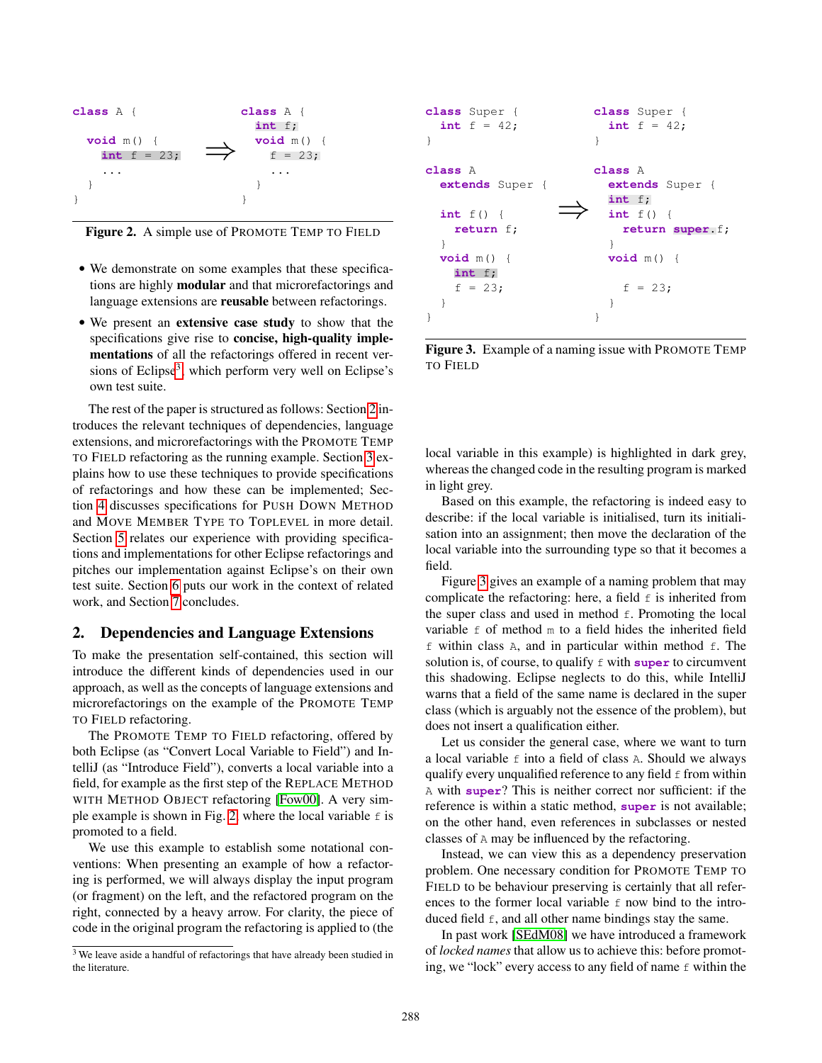```
class A {                      class A {
                                 int f;
  void m() {          =>         void m() {
    int f = 23;                    f = 23;
    ...                            ...
  }                              }
}                              }
```

**Figure 2.** A simple use of PROMOTE TEMP TO FIELD

- We demonstrate on some examples that these specifications are highly **modular** and that microrefactorings and language extensions are **reusable** between refactorings.
- We present an **extensive case study** to show that the specifications give rise to **concise, high-quality implementations** of all the refactorings offered in recent versions of Eclipse[3], which perform very well on Eclipse's own test suite.

The rest of the paper is structured as follows: Section 2 introduces the relevant techniques of dependencies, language extensions, and microrefactorings with the PROMOTE TEMP TO FIELD refactoring as the running example. Section 3 explains how to use these techniques to provide specifications of refactorings and how these can be implemented; Section 4 discusses specifications for PUSH DOWN METHOD and MOVE MEMBER TYPE TO TOPLEVEL in more detail. Section 5 relates our experience with providing specifications and implementations for other Eclipse refactorings and pitches our implementation against Eclipse's on their own test suite. Section 6 puts our work in the context of related work, and Section 7 concludes.

## 2. Dependencies and Language Extensions

To make the presentation self-contained, this section will introduce the different kinds of dependencies used in our approach, as well as the concepts of language extensions and microrefactorings on the example of the PROMOTE TEMP TO FIELD refactoring.

The PROMOTE TEMP TO FIELD refactoring, offered by both Eclipse (as "Convert Local Variable to Field") and IntelliJ (as "Introduce Field"), converts a local variable into a field, for example as the first step of the REPLACE METHOD WITH METHOD OBJECT refactoring [Fow00]. A very simple example is shown in Fig. 2, where the local variable `f` is promoted to a field.

We use this example to establish some notational conventions: When presenting an example of how a refactoring is performed, we will always display the input program (or fragment) on the left, and the refactored program on the right, connected by a heavy arrow. For clarity, the piece of code in the original program the refactoring is applied to (the local variable in this example) is highlighted in dark grey, whereas the changed code in the resulting program is marked in light grey.

Based on this example, the refactoring is indeed easy to describe: if the local variable is initialised, turn its initialisation into an assignment; then move the declaration of the local variable into the surrounding type so that it becomes a field.

```
class Super {                  class Super {
  int f = 42;                    int f = 42;
}                              }

class A                        class A
  extends Super {                extends Super {
                                 int f;
  int f() {           =>         int f() {
    return f;                      return super.f;
  }                              }
  void m() {                     void m() {
    int f;
    f = 23;                        f = 23;
  }                              }
}                              }
```

**Figure 3.** Example of a naming issue with PROMOTE TEMP TO FIELD

Figure 3 gives an example of a naming problem that may complicate the refactoring: here, a field `f` is inherited from the super class and used in method `f`. Promoting the local variable `f` of method `m` to a field hides the inherited field `f` within class `A`, and in particular within method `f`. The solution is, of course, to qualify `f` with **`super`** to circumvent this shadowing. Eclipse neglects to do this, while IntelliJ warns that a field of the same name is declared in the super class (which is arguably not the essence of the problem), but does not insert a qualification either.

Let us consider the general case, where we want to turn a local variable `f` into a field of class `A`. Should we always qualify every unqualified reference to any field `f` from within `A` with **`super`**? This is neither correct nor sufficient: if the reference is within a static method, **`super`** is not available; on the other hand, even references in subclasses or nested classes of `A` may be influenced by the refactoring.

Instead, we can view this as a dependency preservation problem. One necessary condition for PROMOTE TEMP TO FIELD to be behaviour preserving is certainly that all references to the former local variable `f` now bind to the introduced field `f`, and all other name bindings stay the same.

In past work [SEdM08] we have introduced a framework of *locked names* that allow us to achieve this: before promoting, we "lock" every access to any field of name `f` within the

[3] We leave aside a handful of refactorings that have already been studied in the literature.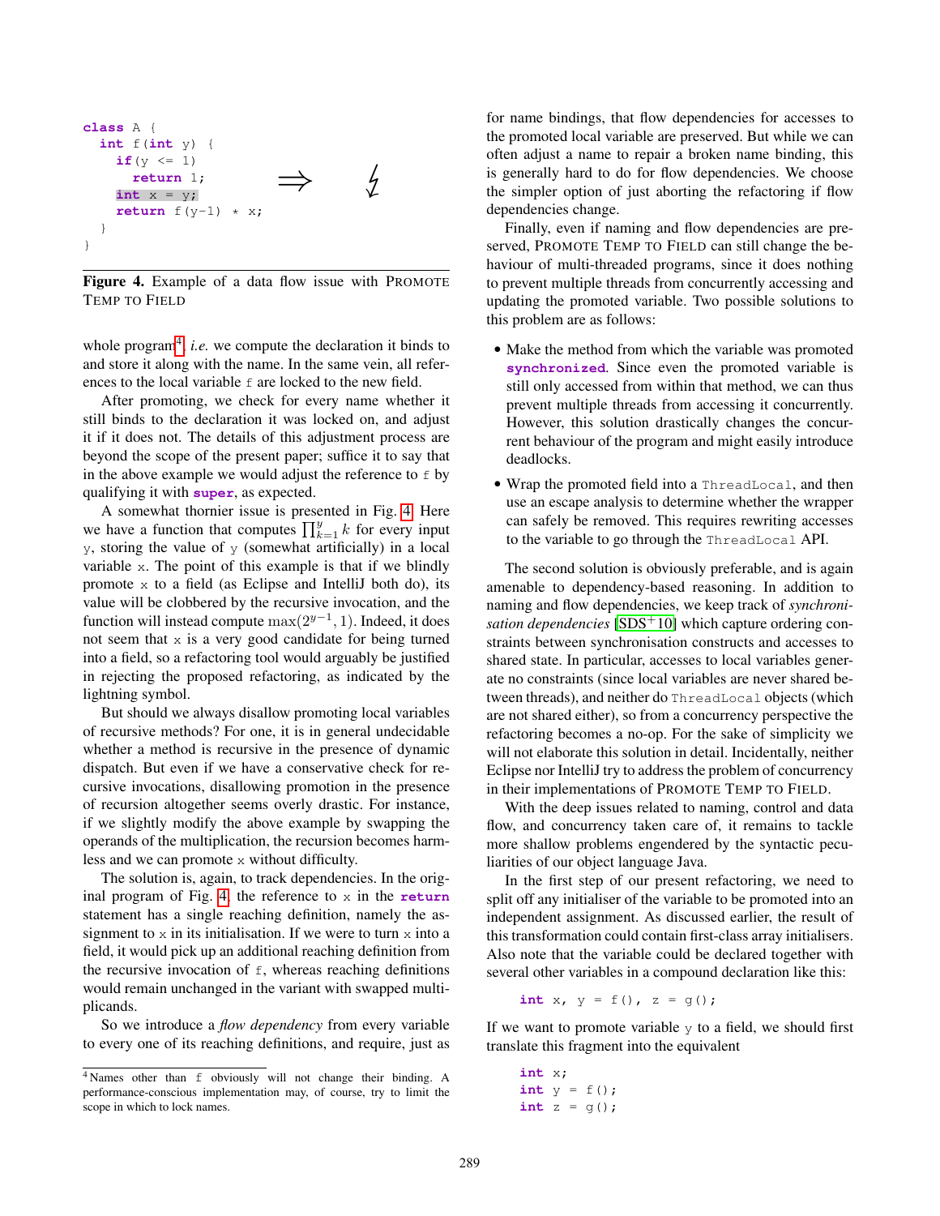```
class A {
  int f(int y) {
    if(y <= 1)
      return 1;
    int x = y;
    return f(y-1) * x;
  }
}
```

⟹ ↯

**Figure 4.** Example of a data flow issue with PROMOTE TEMP TO FIELD

whole program[4], *i.e.* we compute the declaration it binds to and store it along with the name. In the same vein, all references to the local variable `f` are locked to the new field.

After promoting, we check for every name whether it still binds to the declaration it was locked on, and adjust it if it does not. The details of this adjustment process are beyond the scope of the present paper; suffice it to say that in the above example we would adjust the reference to `f` by qualifying it with **super**, as expected.

A somewhat thornier issue is presented in Fig. 4. Here we have a function that computes $\prod_{k=1}^{y} k$ for every input `y`, storing the value of `y` (somewhat artificially) in a local variable `x`. The point of this example is that if we blindly promote `x` to a field (as Eclipse and IntelliJ both do), its value will be clobbered by the recursive invocation, and the function will instead compute $\max(2^{y-1}, 1)$. Indeed, it does not seem that `x` is a very good candidate for being turned into a field, so a refactoring tool would arguably be justified in rejecting the proposed refactoring, as indicated by the lightning symbol.

But should we always disallow promoting local variables of recursive methods? For one, it is in general undecidable whether a method is recursive in the presence of dynamic dispatch. But even if we have a conservative check for recursive invocations, disallowing promotion in the presence of recursion altogether seems overly drastic. For instance, if we slightly modify the above example by swapping the operands of the multiplication, the recursion becomes harmless and we can promote `x` without difficulty.

The solution is, again, to track dependencies. In the original program of Fig. 4, the reference to `x` in the **return** statement has a single reaching definition, namely the assignment to `x` in its initialisation. If we were to turn `x` into a field, it would pick up an additional reaching definition from the recursive invocation of `f`, whereas reaching definitions would remain unchanged in the variant with swapped multiplicands.

So we introduce a *flow dependency* from every variable to every one of its reaching definitions, and require, just as for name bindings, that flow dependencies for accesses to the promoted local variable are preserved. But while we can often adjust a name to repair a broken name binding, this is generally hard to do for flow dependencies. We choose the simpler option of just aborting the refactoring if flow dependencies change.

Finally, even if naming and flow dependencies are preserved, PROMOTE TEMP TO FIELD can still change the behaviour of multi-threaded programs, since it does nothing to prevent multiple threads from concurrently accessing and updating the promoted variable. Two possible solutions to this problem are as follows:

- Make the method from which the variable was promoted **synchronized**. Since even the promoted variable is still only accessed from within that method, we can thus prevent multiple threads from accessing it concurrently. However, this solution drastically changes the concurrent behaviour of the program and might easily introduce deadlocks.
- Wrap the promoted field into a `ThreadLocal`, and then use an escape analysis to determine whether the wrapper can safely be removed. This requires rewriting accesses to the variable to go through the `ThreadLocal` API.

The second solution is obviously preferable, and is again amenable to dependency-based reasoning. In addition to naming and flow dependencies, we keep track of *synchronisation dependencies* [SDS+10] which capture ordering constraints between synchronisation constructs and accesses to shared state. In particular, accesses to local variables generate no constraints (since local variables are never shared between threads), and neither do `ThreadLocal` objects (which are not shared either), so from a concurrency perspective the refactoring becomes a no-op. For the sake of simplicity we will not elaborate this solution in detail. Incidentally, neither Eclipse nor IntelliJ try to address the problem of concurrency in their implementations of PROMOTE TEMP TO FIELD.

With the deep issues related to naming, control and data flow, and concurrency taken care of, it remains to tackle more shallow problems engendered by the syntactic peculiarities of our object language Java.

In the first step of our present refactoring, we need to split off any initialiser of the variable to be promoted into an independent assignment. As discussed earlier, the result of this transformation could contain first-class array initialisers. Also note that the variable could be declared together with several other variables in a compound declaration like this:

```
int x, y = f(), z = g();
```

If we want to promote variable `y` to a field, we should first translate this fragment into the equivalent

```
int x;
int y = f();
int z = g();
```

[4] Names other than `f` obviously will not change their binding. A performance-conscious implementation may, of course, try to limit the scope in which to lock names.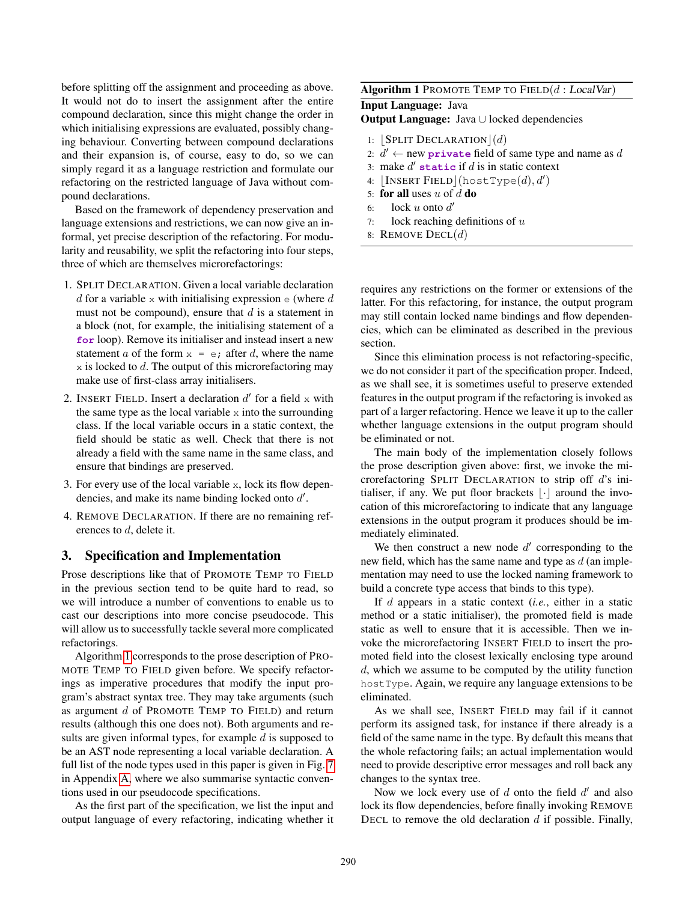before splitting off the assignment and proceeding as above. It would not do to insert the assignment after the entire compound declaration, since this might change the order in which initialising expressions are evaluated, possibly changing behaviour. Converting between compound declarations and their expansion is, of course, easy to do, so we can simply regard it as a language restriction and formulate our refactoring on the restricted language of Java without compound declarations.

Based on the framework of dependency preservation and language extensions and restrictions, we can now give an informal, yet precise description of the refactoring. For modularity and reusability, we split the refactoring into four steps, three of which are themselves microrefactorings:

1. SPLIT DECLARATION. Given a local variable declaration $d$ for a variable `x` with initialising expression `e` (where $d$ must not be compound), ensure that $d$ is a statement in a block (not, for example, the initialising statement of a **for** loop). Remove its initialiser and instead insert a new statement $a$ of the form `x = e;` after $d$, where the name `x` is locked to $d$. The output of this microrefactoring may make use of first-class array initialisers.
2. INSERT FIELD. Insert a declaration $d'$ for a field `x` with the same type as the local variable `x` into the surrounding class. If the local variable occurs in a static context, the field should be static as well. Check that there is not already a field with the same name in the same class, and ensure that bindings are preserved.
3. For every use of the local variable `x`, lock its flow dependencies, and make its name binding locked onto $d'$.
4. REMOVE DECLARATION. If there are no remaining references to $d$, delete it.

## 3. Specification and Implementation

Prose descriptions like that of PROMOTE TEMP TO FIELD in the previous section tend to be quite hard to read, so we will introduce a number of conventions to enable us to cast our descriptions into more concise pseudocode. This will allow us to successfully tackle several more complicated refactorings.

Algorithm 1 corresponds to the prose description of PROMOTE TEMP TO FIELD given before. We specify refactorings as imperative procedures that modify the input program's abstract syntax tree. They may take arguments (such as argument $d$ of PROMOTE TEMP TO FIELD) and return results (although this one does not). Both arguments and results are given informal types, for example $d$ is supposed to be an AST node representing a local variable declaration. A full list of the node types used in this paper is given in Fig. 7 in Appendix A, where we also summarise syntactic conventions used in our pseudocode specifications.

As the first part of the specification, we list the input and output language of every refactoring, indicating whether it

**Algorithm 1** PROMOTE TEMP TO FIELD($d$ : *LocalVar*)

**Input Language:** Java
**Output Language:** Java ∪ locked dependencies

```
1: ⌊SPLIT DECLARATION⌋(d)
2: d′ ← new private field of same type and name as d
3: make d′ static if d is in static context
4: ⌊INSERT FIELD⌋(hostType(d), d′)
5: for all uses u of d do
6:     lock u onto d′
7:     lock reaching definitions of u
8: REMOVE DECL(d)
```

requires any restrictions on the former or extensions of the latter. For this refactoring, for instance, the output program may still contain locked name bindings and flow dependencies, which can be eliminated as described in the previous section.

Since this elimination process is not refactoring-specific, we do not consider it part of the specification proper. Indeed, as we shall see, it is sometimes useful to preserve extended features in the output program if the refactoring is invoked as part of a larger refactoring. Hence we leave it up to the caller whether language extensions in the output program should be eliminated or not.

The main body of the implementation closely follows the prose description given above: first, we invoke the microrefactoring SPLIT DECLARATION to strip off $d$'s initialiser, if any. We put floor brackets $\lfloor\cdot\rfloor$ around the invocation of this microrefactoring to indicate that any language extensions in the output program it produces should be immediately eliminated.

We then construct a new node $d'$ corresponding to the new field, which has the same name and type as $d$ (an implementation may need to use the locked naming framework to build a concrete type access that binds to this type).

If $d$ appears in a static context (*i.e.*, either in a static method or a static initialiser), the promoted field is made static as well to ensure that it is accessible. Then we invoke the microrefactoring INSERT FIELD to insert the promoted field into the closest lexically enclosing type around $d$, which we assume to be computed by the utility function `hostType`. Again, we require any language extensions to be eliminated.

As we shall see, INSERT FIELD may fail if it cannot perform its assigned task, for instance if there already is a field of the same name in the type. By default this means that the whole refactoring fails; an actual implementation would need to provide descriptive error messages and roll back any changes to the syntax tree.

Now we lock every use of $d$ onto the field $d'$ and also lock its flow dependencies, before finally invoking REMOVE DECL to remove the old declaration $d$ if possible. Finally,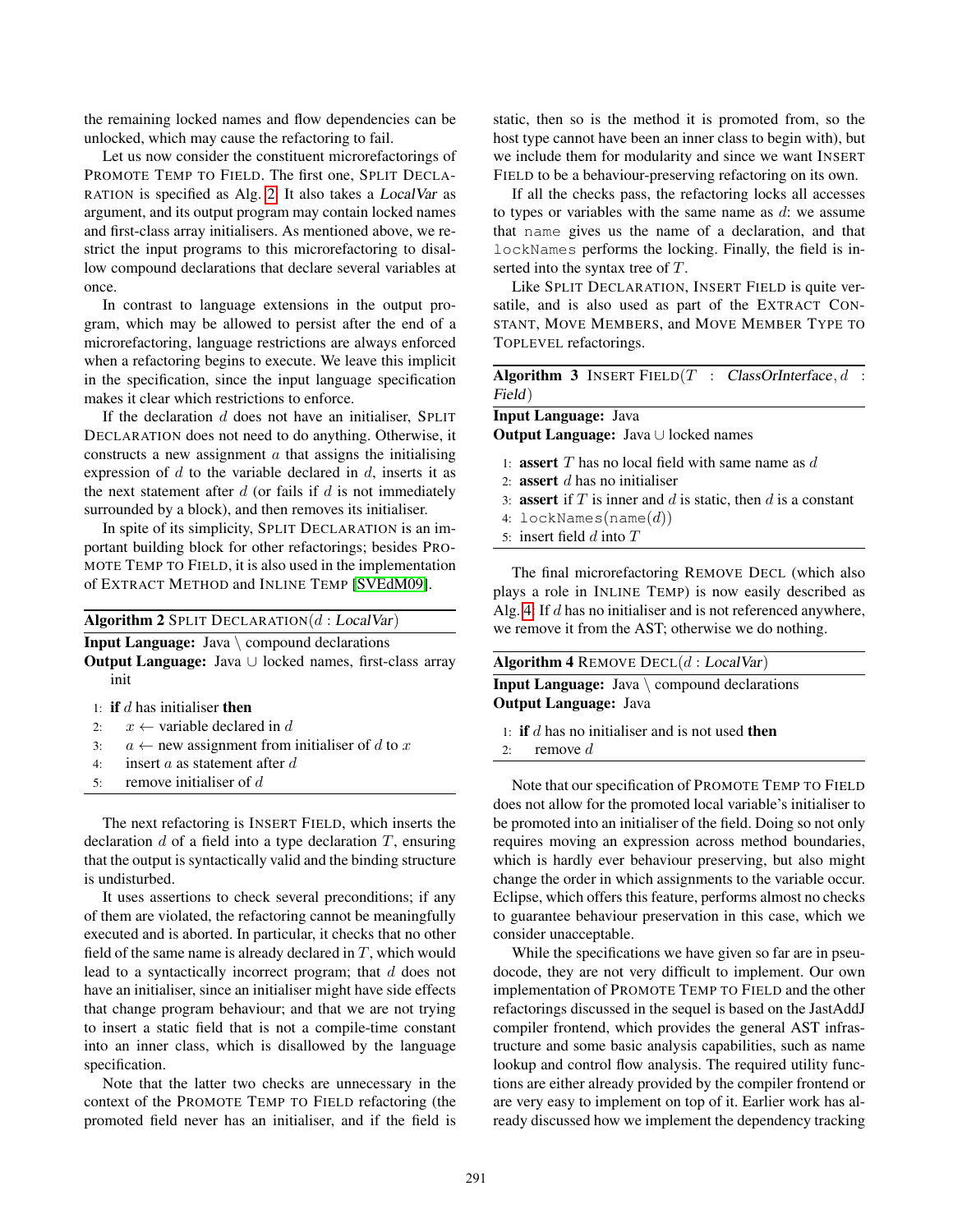the remaining locked names and flow dependencies can be unlocked, which may cause the refactoring to fail.

Let us now consider the constituent microrefactorings of PROMOTE TEMP TO FIELD. The first one, SPLIT DECLARATION is specified as Alg. 2. It also takes a *LocalVar* as argument, and its output program may contain locked names and first-class array initialisers. As mentioned above, we restrict the input programs to this microrefactoring to disallow compound declarations that declare several variables at once.

In contrast to language extensions in the output program, which may be allowed to persist after the end of a microrefactoring, language restrictions are always enforced when a refactoring begins to execute. We leave this implicit in the specification, since the input language specification makes it clear which restrictions to enforce.

If the declaration $d$ does not have an initialiser, SPLIT DECLARATION does not need to do anything. Otherwise, it constructs a new assignment $a$ that assigns the initialising expression of $d$ to the variable declared in $d$, inserts it as the next statement after $d$ (or fails if $d$ is not immediately surrounded by a block), and then removes its initialiser.

In spite of its simplicity, SPLIT DECLARATION is an important building block for other refactorings; besides PROMOTE TEMP TO FIELD, it is also used in the implementation of EXTRACT METHOD and INLINE TEMP [SVEdM09].

**Algorithm 2** SPLIT DECLARATION($d$ : *LocalVar*)

**Input Language:** Java \ compound declarations
**Output Language:** Java ∪ locked names, first-class array init

```
1: if d has initialiser then
2:     x ← variable declared in d
3:     a ← new assignment from initialiser of d to x
4:     insert a as statement after d
5:     remove initialiser of d
```

The next refactoring is INSERT FIELD, which inserts the declaration $d$ of a field into a type declaration $T$, ensuring that the output is syntactically valid and the binding structure is undisturbed.

It uses assertions to check several preconditions; if any of them are violated, the refactoring cannot be meaningfully executed and is aborted. In particular, it checks that no other field of the same name is already declared in $T$, which would lead to a syntactically incorrect program; that $d$ does not have an initialiser, since an initialiser might have side effects that change program behaviour; and that we are not trying to insert a static field that is not a compile-time constant into an inner class, which is disallowed by the language specification.

Note that the latter two checks are unnecessary in the context of the PROMOTE TEMP TO FIELD refactoring (the promoted field never has an initialiser, and if the field is static, then so is the method it is promoted from, so the host type cannot have been an inner class to begin with), but we include them for modularity and since we want INSERT FIELD to be a behaviour-preserving refactoring on its own.

If all the checks pass, the refactoring locks all accesses to types or variables with the same name as $d$: we assume that `name` gives us the name of a declaration, and that `lockNames` performs the locking. Finally, the field is inserted into the syntax tree of $T$.

Like SPLIT DECLARATION, INSERT FIELD is quite versatile, and is also used as part of the EXTRACT CONSTANT, MOVE MEMBERS, and MOVE MEMBER TYPE TO TOPLEVEL refactorings.

**Algorithm 3** INSERT FIELD($T$ : *ClassOrInterface*, $d$ : *Field*)

**Input Language:** Java
**Output Language:** Java ∪ locked names

```
1: assert T has no local field with same name as d
2: assert d has no initialiser
3: assert if T is inner and d is static, then d is a constant
4: lockNames(name(d))
5: insert field d into T
```

The final microrefactoring REMOVE DECL (which also plays a role in INLINE TEMP) is now easily described as Alg. 4: If $d$ has no initialiser and is not referenced anywhere, we remove it from the AST; otherwise we do nothing.

**Algorithm 4** REMOVE DECL($d$ : *LocalVar*)

**Input Language:** Java \ compound declarations
**Output Language:** Java

```
1: if d has no initialiser and is not used then
2:     remove d
```

Note that our specification of PROMOTE TEMP TO FIELD does not allow for the promoted local variable's initialiser to be promoted into an initialiser of the field. Doing so not only requires moving an expression across method boundaries, which is hardly ever behaviour preserving, but also might change the order in which assignments to the variable occur. Eclipse, which offers this feature, performs almost no checks to guarantee behaviour preservation in this case, which we consider unacceptable.

While the specifications we have given so far are in pseudocode, they are not very difficult to implement. Our own implementation of PROMOTE TEMP TO FIELD and the other refactorings discussed in the sequel is based on the JastAddJ compiler frontend, which provides the general AST infrastructure and some basic analysis capabilities, such as name lookup and control flow analysis. The required utility functions are either already provided by the compiler frontend or are very easy to implement on top of it. Earlier work has already discussed how we implement the dependency tracking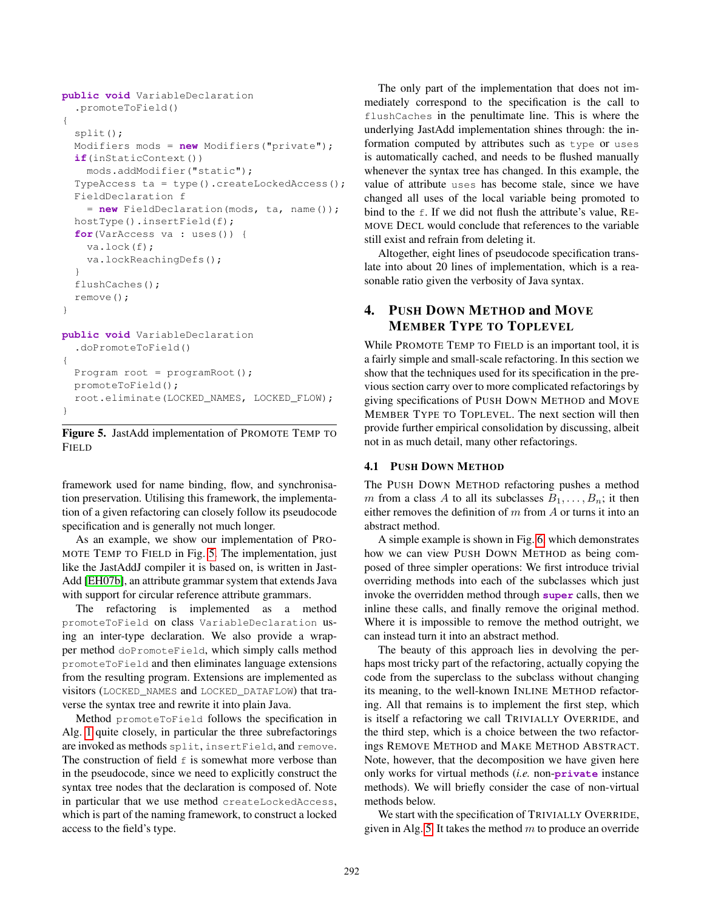```java
public void VariableDeclaration
  .promoteToField()
{
  split();
  Modifiers mods = new Modifiers("private");
  if(inStaticContext())
    mods.addModifier("static");
  TypeAccess ta = type().createLockedAccess();
  FieldDeclaration f
    = new FieldDeclaration(mods, ta, name());
  hostType().insertField(f);
  for(VarAccess va : uses()) {
    va.lock(f);
    va.lockReachingDefs();
  }
  flushCaches();
  remove();
}

public void VariableDeclaration
  .doPromoteToField()
{
  Program root = programRoot();
  promoteToField();
  root.eliminate(LOCKED_NAMES, LOCKED_FLOW);
}
```

**Figure 5.** JastAdd implementation of PROMOTE TEMP TO FIELD

framework used for name binding, flow, and synchronisation preservation. Utilising this framework, the implementation of a given refactoring can closely follow its pseudocode specification and is generally not much longer.

As an example, we show our implementation of PROMOTE TEMP TO FIELD in Fig. 5. The implementation, just like the JastAddJ compiler it is based on, is written in JastAdd [EH07b], an attribute grammar system that extends Java with support for circular reference attribute grammars.

The refactoring is implemented as a method `promoteToField` on class `VariableDeclaration` using an inter-type declaration. We also provide a wrapper method `doPromoteToField`, which simply calls method `promoteToField` and then eliminates language extensions from the resulting program. Extensions are implemented as visitors (`LOCKED_NAMES` and `LOCKED_DATAFLOW`) that traverse the syntax tree and rewrite it into plain Java.

Method `promoteToField` follows the specification in Alg. 1 quite closely, in particular the three subrefactorings are invoked as methods `split`, `insertField`, and `remove`. The construction of field `f` is somewhat more verbose than in the pseudocode, since we need to explicitly construct the syntax tree nodes that the declaration is composed of. Note in particular that we use method `createLockedAccess`, which is part of the naming framework, to construct a locked access to the field's type.

The only part of the implementation that does not immediately correspond to the specification is the call to `flushCaches` in the penultimate line. This is where the underlying JastAdd implementation shines through: the information computed by attributes such as `type` or `uses` is automatically cached, and needs to be flushed manually whenever the syntax tree has changed. In this example, the value of attribute `uses` has become stale, since we have changed all uses of the local variable being promoted to bind to the `f`. If we did not flush the attribute's value, REMOVE DECL would conclude that references to the variable still exist and refrain from deleting it.

Altogether, eight lines of pseudocode specification translate into about 20 lines of implementation, which is a reasonable ratio given the verbosity of Java syntax.

## 4. PUSH DOWN METHOD and MOVE MEMBER TYPE TO TOPLEVEL

While PROMOTE TEMP TO FIELD is an important tool, it is a fairly simple and small-scale refactoring. In this section we show that the techniques used for its specification in the previous section carry over to more complicated refactorings by giving specifications of PUSH DOWN METHOD and MOVE MEMBER TYPE TO TOPLEVEL. The next section will then provide further empirical consolidation by discussing, albeit not in as much detail, many other refactorings.

### 4.1 PUSH DOWN METHOD

The PUSH DOWN METHOD refactoring pushes a method $m$ from a class $A$ to all its subclasses $B_1, \ldots, B_n$; it then either removes the definition of $m$ from $A$ or turns it into an abstract method.

A simple example is shown in Fig. 6 which demonstrates how we can view PUSH DOWN METHOD as being composed of three simpler operations: We first introduce trivial overriding methods into each of the subclasses which just invoke the overridden method through **super** calls, then we inline these calls, and finally remove the original method. Where it is impossible to remove the method outright, we can instead turn it into an abstract method.

The beauty of this approach lies in devolving the perhaps most tricky part of the refactoring, actually copying the code from the superclass to the subclass without changing its meaning, to the well-known INLINE METHOD refactoring. All that remains is to implement the first step, which is itself a refactoring we call TRIVIALLY OVERRIDE, and the third step, which is a choice between the two refactorings REMOVE METHOD and MAKE METHOD ABSTRACT. Note, however, that the decomposition we have given here only works for virtual methods (*i.e.* non-**private** instance methods). We will briefly consider the case of non-virtual methods below.

We start with the specification of TRIVIALLY OVERRIDE, given in Alg. 5. It takes the method $m$ to produce an override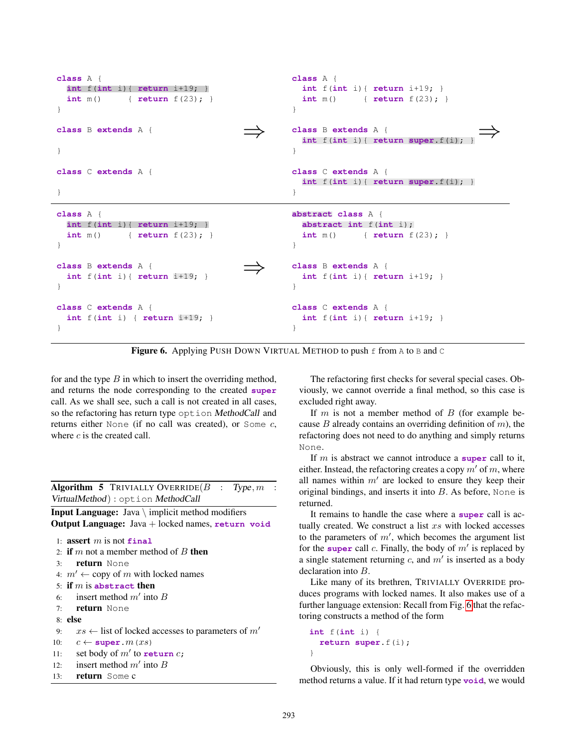```
class A {
  int f(int i){ return i+19; }
  int m()      { return f(23); }
}

class B extends A {

}

class C extends A {

}
```

⇒

```
class A {
  int f(int i){ return i+19; }
  int m()      { return f(23); }
}

class B extends A {
  int f(int i){ return super.f(i); }
}

class C extends A {
  int f(int i){ return super.f(i); }
}
```

⇒

```
class A {
  int f(int i){ return i+19; }
  int m()      { return f(23); }
}

class B extends A {
  int f(int i){ return i+19; }
}

class C extends A {
  int f(int i) { return i+19; }
}
```

⇒

```
abstract class A {
  abstract int f(int i);
  int m()      { return f(23); }
}

class B extends A {
  int f(int i){ return i+19; }
}

class C extends A {
  int f(int i){ return i+19; }
}
```

**Figure 6.** Applying PUSH DOWN VIRTUAL METHOD to push `f` from `A` to `B` and `C`

for and the type $B$ in which to insert the overriding method, and returns the node corresponding to the created **super** call. As we shall see, such a call is not created in all cases, so the refactoring has return type `option` *MethodCall* and returns either `None` (if no call was created), or `Some` $c$, where $c$ is the created call.

**Algorithm 5** TRIVIALLY OVERRIDE($B$ : *Type*, $m$ : *VirtualMethod*) : `option` *MethodCall*

**Input Language:** Java \ implicit method modifiers
**Output Language:** Java + locked names, **return void**

1: **assert** $m$ is not **final**
2: **if** $m$ not a member method of $B$ **then**
3: &nbsp;&nbsp;&nbsp;&nbsp;**return** `None`
4: $m' \leftarrow$ copy of $m$ with locked names
5: **if** $m$ is **abstract** **then**
6: &nbsp;&nbsp;&nbsp;&nbsp;insert method $m'$ into $B$
7: &nbsp;&nbsp;&nbsp;&nbsp;**return** `None`
8: **else**
9: &nbsp;&nbsp;&nbsp;&nbsp;$xs \leftarrow$ list of locked accesses to parameters of $m'$
10: &nbsp;&nbsp;&nbsp;&nbsp;$c \leftarrow$ **super**.$m$($xs$)
11: &nbsp;&nbsp;&nbsp;&nbsp;set body of $m'$ to **return** $c$;
12: &nbsp;&nbsp;&nbsp;&nbsp;insert method $m'$ into $B$
13: &nbsp;&nbsp;&nbsp;&nbsp;**return** `Some c`

The refactoring first checks for several special cases. Obviously, we cannot override a final method, so this case is excluded right away.

If $m$ is not a member method of $B$ (for example because $B$ already contains an overriding definition of $m$), the refactoring does not need to do anything and simply returns `None`.

If $m$ is abstract we cannot introduce a **super** call to it, either. Instead, the refactoring creates a copy $m'$ of $m$, where all names within $m'$ are locked to ensure they keep their original bindings, and inserts it into $B$. As before, `None` is returned.

It remains to handle the case where a **super** call is actually created. We construct a list $xs$ with locked accesses to the parameters of $m'$, which becomes the argument list for the **super** call $c$. Finally, the body of $m'$ is replaced by a single statement returning $c$, and $m'$ is inserted as a body declaration into $B$.

Like many of its brethren, TRIVIALLY OVERRIDE produces programs with locked names. It also makes use of a further language extension: Recall from Fig. 6 that the refactoring constructs a method of the form

```
int f(int i) {
  return super.f(i);
}
```

Obviously, this is only well-formed if the overridden method returns a value. If it had return type **void**, we would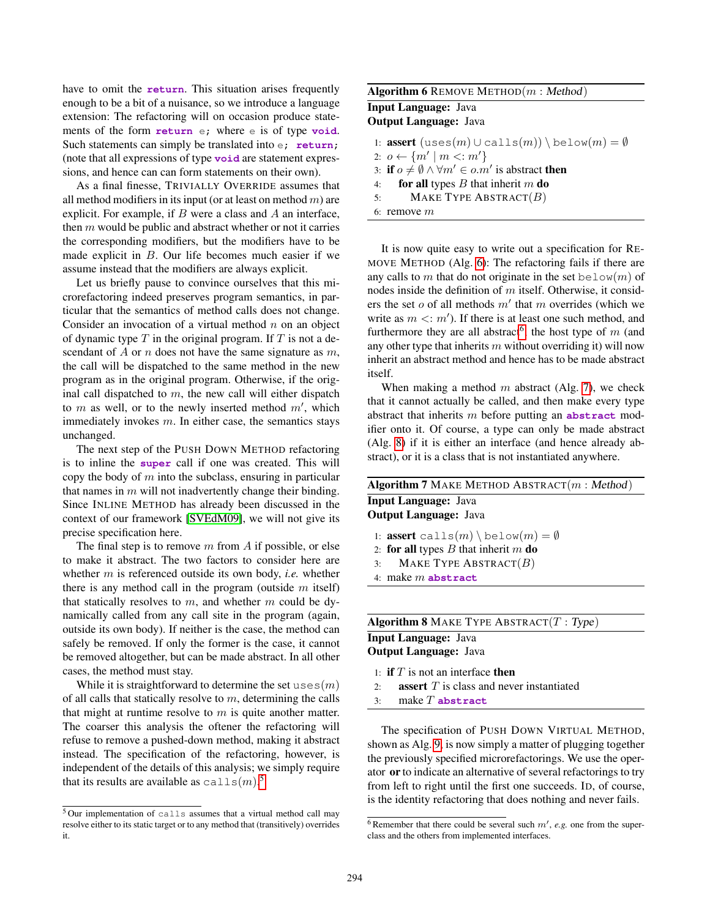have to omit the **return**. This situation arises frequently enough to be a bit of a nuisance, so we introduce a language extension: The refactoring will on occasion produce statements of the form **return** `e;` where `e` is of type **void**. Such statements can simply be translated into `e;` **return**; (note that all expressions of type **void** are statement expressions, and hence can can form statements on their own).

As a final finesse, TRIVIALLY OVERRIDE assumes that all method modifiers in its input (or at least on method $m$) are explicit. For example, if $B$ were a class and $A$ an interface, then $m$ would be public and abstract whether or not it carries the corresponding modifiers, but the modifiers have to be made explicit in $B$. Our life becomes much easier if we assume instead that the modifiers are always explicit.

Let us briefly pause to convince ourselves that this microrefactoring indeed preserves program semantics, in particular that the semantics of method calls does not change. Consider an invocation of a virtual method $n$ on an object of dynamic type $T$ in the original program. If $T$ is not a descendant of $A$ or $n$ does not have the same signature as $m$, the call will be dispatched to the same method in the new program as in the original program. Otherwise, if the original call dispatched to $m$, the new call will either dispatch to $m$ as well, or to the newly inserted method $m'$, which immediately invokes $m$. In either case, the semantics stays unchanged.

The next step of the PUSH DOWN METHOD refactoring is to inline the **super** call if one was created. This will copy the body of $m$ into the subclass, ensuring in particular that names in $m$ will not inadvertently change their binding. Since INLINE METHOD has already been discussed in the context of our framework [SVEdM09], we will not give its precise specification here.

The final step is to remove $m$ from $A$ if possible, or else to make it abstract. The two factors to consider here are whether $m$ is referenced outside its own body, *i.e.* whether there is any method call in the program (outside $m$ itself) that statically resolves to $m$, and whether $m$ could be dynamically called from any call site in the program (again, outside its own body). If neither is the case, the method can safely be removed. If only the former is the case, it cannot be removed altogether, but can be made abstract. In all other cases, the method must stay.

While it is straightforward to determine the set $\texttt{uses}(m)$ of all calls that statically resolve to $m$, determining the calls that might at runtime resolve to $m$ is quite another matter. The coarser this analysis the oftener the refactoring will refuse to remove a pushed-down method, making it abstract instead. The specification of the refactoring, however, is independent of the details of this analysis; we simply require that its results are available as $\texttt{calls}(m)$.[5]

[5] Our implementation of `calls` assumes that a virtual method call may resolve either to its static target or to any method that (transitively) overrides it.

---

**Algorithm 6** REMOVE METHOD($m$ : *Method*)

**Input Language:** Java
**Output Language:** Java

1: **assert** $(\texttt{uses}(m) \cup \texttt{calls}(m)) \setminus \texttt{below}(m) = \emptyset$
2: $o \leftarrow \{m' \mid m <: m'\}$
3: **if** $o \neq \emptyset \land \forall m' \in o.m'$ is abstract **then**
4: &nbsp;&nbsp;&nbsp;&nbsp;**for all** types $B$ that inherit $m$ **do**
5: &nbsp;&nbsp;&nbsp;&nbsp;&nbsp;&nbsp;&nbsp;&nbsp;MAKE TYPE ABSTRACT($B$)
6: remove $m$

---

It is now quite easy to write out a specification for REMOVE METHOD (Alg. 6): The refactoring fails if there are any calls to $m$ that do not originate in the set $\texttt{below}(m)$ of nodes inside the definition of $m$ itself. Otherwise, it considers the set $o$ of all methods $m'$ that $m$ overrides (which we write as $m <: m'$). If there is at least one such method, and furthermore they are all abstract[6] the host type of $m$ (and any other type that inherits $m$ without overriding it) will now inherit an abstract method and hence has to be made abstract itself.

When making a method $m$ abstract (Alg. 7), we check that it cannot actually be called, and then make every type abstract that inherits $m$ before putting an **abstract** modifier onto it. Of course, a type can only be made abstract (Alg. 8) if it is either an interface (and hence already abstract), or it is a class that is not instantiated anywhere.

---

**Algorithm 7** MAKE METHOD ABSTRACT($m$ : *Method*)

**Input Language:** Java
**Output Language:** Java

1: **assert** $\texttt{calls}(m) \setminus \texttt{below}(m) = \emptyset$
2: **for all** types $B$ that inherit $m$ **do**
3: &nbsp;&nbsp;&nbsp;&nbsp;MAKE TYPE ABSTRACT($B$)
4: make $m$ **abstract**

---

**Algorithm 8** MAKE TYPE ABSTRACT($T$ : *Type*)

**Input Language:** Java
**Output Language:** Java

1: **if** $T$ is not an interface **then**
2: &nbsp;&nbsp;&nbsp;&nbsp;**assert** $T$ is class and never instantiated
3: &nbsp;&nbsp;&nbsp;&nbsp;make $T$ **abstract**

---

The specification of PUSH DOWN VIRTUAL METHOD, shown as Alg. 9, is now simply a matter of plugging together the previously specified microrefactorings. We use the operator **or** to indicate an alternative of several refactorings to try from left to right until the first one succeeds. ID, of course, is the identity refactoring that does nothing and never fails.

[6] Remember that there could be several such $m'$, *e.g.* one from the superclass and the others from implemented interfaces.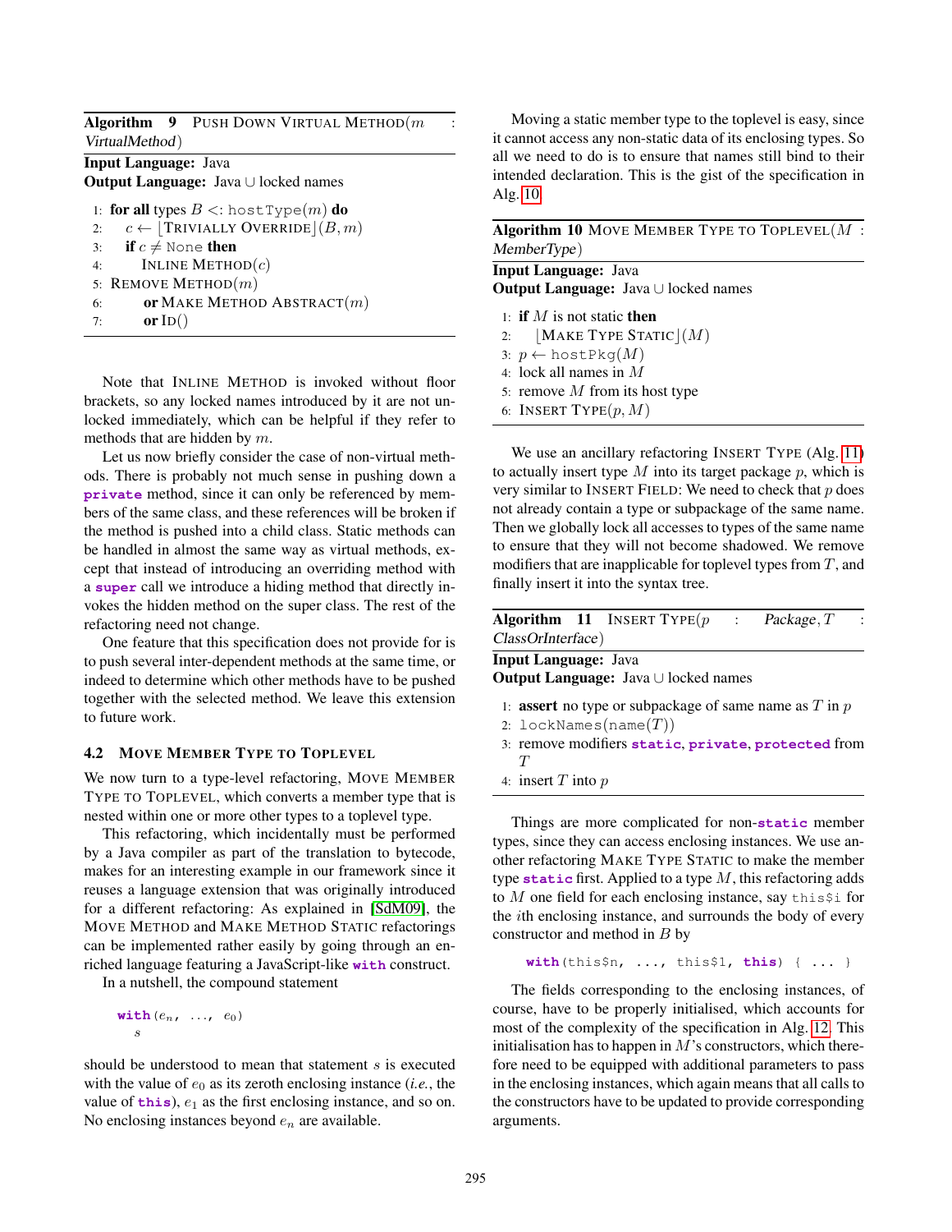**Algorithm 9** Push Down Virtual Method($m$ : *VirtualMethod*)

**Input Language:** Java
**Output Language:** Java ∪ locked names

```
1: for all types B <: hostType(m) do
2:   c ← ⌊Trivially Override⌋(B, m)
3:   if c ≠ None then
4:     Inline Method(c)
5: Remove Method(m)
6:     or Make Method Abstract(m)
7:     or Id()
```

Note that Inline Method is invoked without floor brackets, so any locked names introduced by it are not unlocked immediately, which can be helpful if they refer to methods that are hidden by $m$.

Let us now briefly consider the case of non-virtual methods. There is probably not much sense in pushing down a **private** method, since it can only be referenced by members of the same class, and these references will be broken if the method is pushed into a child class. Static methods can be handled in almost the same way as virtual methods, except that instead of introducing an overriding method with a **super** call we introduce a hiding method that directly invokes the hidden method on the super class. The rest of the refactoring need not change.

One feature that this specification does not provide for is to push several inter-dependent methods at the same time, or indeed to determine which other methods have to be pushed together with the selected method. We leave this extension to future work.

### 4.2 Move Member Type to Toplevel

We now turn to a type-level refactoring, Move Member Type to Toplevel, which converts a member type that is nested within one or more other types to a toplevel type.

This refactoring, which incidentally must be performed by a Java compiler as part of the translation to bytecode, makes for an interesting example in our framework since it reuses a language extension that was originally introduced for a different refactoring: As explained in [SdM09], the Move Method and Make Method Static refactorings can be implemented rather easily by going through an enriched language featuring a JavaScript-like **with** construct.

In a nutshell, the compound statement

```
with(e_n, ..., e_0)
  s
```

should be understood to mean that statement $s$ is executed with the value of $e_0$ as its zeroth enclosing instance (*i.e.*, the value of **this**), $e_1$ as the first enclosing instance, and so on. No enclosing instances beyond $e_n$ are available.

Moving a static member type to the toplevel is easy, since it cannot access any non-static data of its enclosing types. So all we need to do is to ensure that names still bind to their intended declaration. This is the gist of the specification in Alg. 10.

**Algorithm 10** Move Member Type to Toplevel($M$ : *MemberType*)

**Input Language:** Java
**Output Language:** Java ∪ locked names

```
1: if M is not static then
2:   ⌊Make Type Static⌋(M)
3: p ← hostPkg(M)
4: lock all names in M
5: remove M from its host type
6: Insert Type(p, M)
```

We use an ancillary refactoring Insert Type (Alg. 11) to actually insert type $M$ into its target package $p$, which is very similar to Insert Field: We need to check that $p$ does not already contain a type or subpackage of the same name. Then we globally lock all accesses to types of the same name to ensure that they will not become shadowed. We remove modifiers that are inapplicable for toplevel types from $T$, and finally insert it into the syntax tree.

**Algorithm 11** Insert Type($p$ : *Package*, $T$ : *ClassOrInterface*)

**Input Language:** Java
**Output Language:** Java ∪ locked names

```
1: assert no type or subpackage of same name as T in p
2: lockNames(name(T))
3: remove modifiers static, private, protected from T
4: insert T into p
```

Things are more complicated for non-**static** member types, since they can access enclosing instances. We use another refactoring Make Type Static to make the member type **static** first. Applied to a type $M$, this refactoring adds to $M$ one field for each enclosing instance, say `this$i` for the $i$th enclosing instance, and surrounds the body of every constructor and method in $B$ by

```
with(this$n, ..., this$1, this) { ... }
```

The fields corresponding to the enclosing instances, of course, have to be properly initialised, which accounts for most of the complexity of the specification in Alg. 12. This initialisation has to happen in $M$'s constructors, which therefore need to be equipped with additional parameters to pass in the enclosing instances, which again means that all calls to the constructors have to be updated to provide corresponding arguments.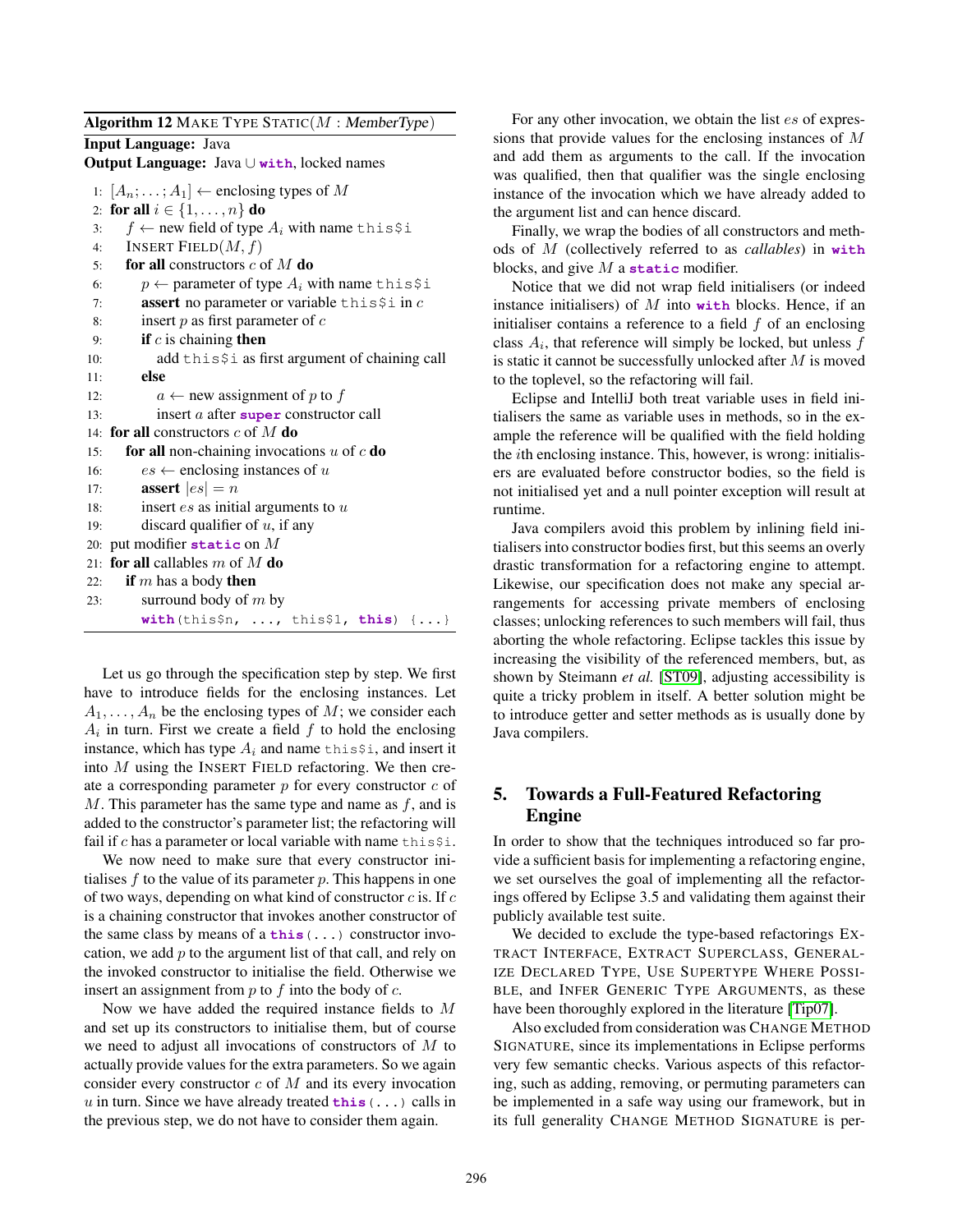**Algorithm 12** MAKE TYPE STATIC($M$ : *MemberType*)

**Input Language:** Java
**Output Language:** Java ∪ **with**, locked names

```
1:  [A_n; ...; A_1] ← enclosing types of M
2:  for all i ∈ {1, ..., n} do
3:      f ← new field of type A_i with name this$i
4:      INSERT FIELD(M, f)
5:      for all constructors c of M do
6:          p ← parameter of type A_i with name this$i
7:          assert no parameter or variable this$i in c
8:          insert p as first parameter of c
9:          if c is chaining then
10:             add this$i as first argument of chaining call
11:         else
12:             a ← new assignment of p to f
13:             insert a after super constructor call
14: for all constructors c of M do
15:     for all non-chaining invocations u of c do
16:         es ← enclosing instances of u
17:         assert |es| = n
18:         insert es as initial arguments to u
19:         discard qualifier of u, if any
20: put modifier static on M
21: for all callables m of M do
22:     if m has a body then
23:         surround body of m by
            with(this$n, ..., this$1, this) {...}
```

Let us go through the specification step by step. We first have to introduce fields for the enclosing instances. Let $A_1, \ldots, A_n$ be the enclosing types of $M$; we consider each $A_i$ in turn. First we create a field $f$ to hold the enclosing instance, which has type $A_i$ and name `this$i`, and insert it into $M$ using the INSERT FIELD refactoring. We then create a corresponding parameter $p$ for every constructor $c$ of $M$. This parameter has the same type and name as $f$, and is added to the constructor's parameter list; the refactoring will fail if $c$ has a parameter or local variable with name `this$i`.

We now need to make sure that every constructor initialises $f$ to the value of its parameter $p$. This happens in one of two ways, depending on what kind of constructor $c$ is. If $c$ is a chaining constructor that invokes another constructor of the same class by means of a `this(...)` constructor invocation, we add $p$ to the argument list of that call, and rely on the invoked constructor to initialise the field. Otherwise we insert an assignment from $p$ to $f$ into the body of $c$.

Now we have added the required instance fields to $M$ and set up its constructors to initialise them, but of course we need to adjust all invocations of constructors of $M$ to actually provide values for the extra parameters. So we again consider every constructor $c$ of $M$ and its every invocation $u$ in turn. Since we have already treated `this(...)` calls in the previous step, we do not have to consider them again.

For any other invocation, we obtain the list $es$ of expressions that provide values for the enclosing instances of $M$ and add them as arguments to the call. If the invocation was qualified, then that qualifier was the single enclosing instance of the invocation which we have already added to the argument list and can hence discard.

Finally, we wrap the bodies of all constructors and methods of $M$ (collectively referred to as *callables*) in **with** blocks, and give $M$ a **static** modifier.

Notice that we did not wrap field initialisers (or indeed instance initialisers) of $M$ into **with** blocks. Hence, if an initialiser contains a reference to a field $f$ of an enclosing class $A_i$, that reference will simply be locked, but unless $f$ is static it cannot be successfully unlocked after $M$ is moved to the toplevel, so the refactoring will fail.

Eclipse and IntelliJ both treat variable uses in field initialisers the same as variable uses in methods, so in the example the reference will be qualified with the field holding the $i$th enclosing instance. This, however, is wrong: initialisers are evaluated before constructor bodies, so the field is not initialised yet and a null pointer exception will result at runtime.

Java compilers avoid this problem by inlining field initialisers into constructor bodies first, but this seems an overly drastic transformation for a refactoring engine to attempt. Likewise, our specification does not make any special arrangements for accessing private members of enclosing classes; unlocking references to such members will fail, thus aborting the whole refactoring. Eclipse tackles this issue by increasing the visibility of the referenced members, but, as shown by Steimann *et al.* [ST09], adjusting accessibility is quite a tricky problem in itself. A better solution might be to introduce getter and setter methods as is usually done by Java compilers.

## 5. Towards a Full-Featured Refactoring Engine

In order to show that the techniques introduced so far provide a sufficient basis for implementing a refactoring engine, we set ourselves the goal of implementing all the refactorings offered by Eclipse 3.5 and validating them against their publicly available test suite.

We decided to exclude the type-based refactorings EXTRACT INTERFACE, EXTRACT SUPERCLASS, GENERALIZE DECLARED TYPE, USE SUPERTYPE WHERE POSSIBLE, and INFER GENERIC TYPE ARGUMENTS, as these have been thoroughly explored in the literature [Tip07].

Also excluded from consideration was CHANGE METHOD SIGNATURE, since its implementations in Eclipse performs very few semantic checks. Various aspects of this refactoring, such as adding, removing, or permuting parameters can be implemented in a safe way using our framework, but in its full generality CHANGE METHOD SIGNATURE is per-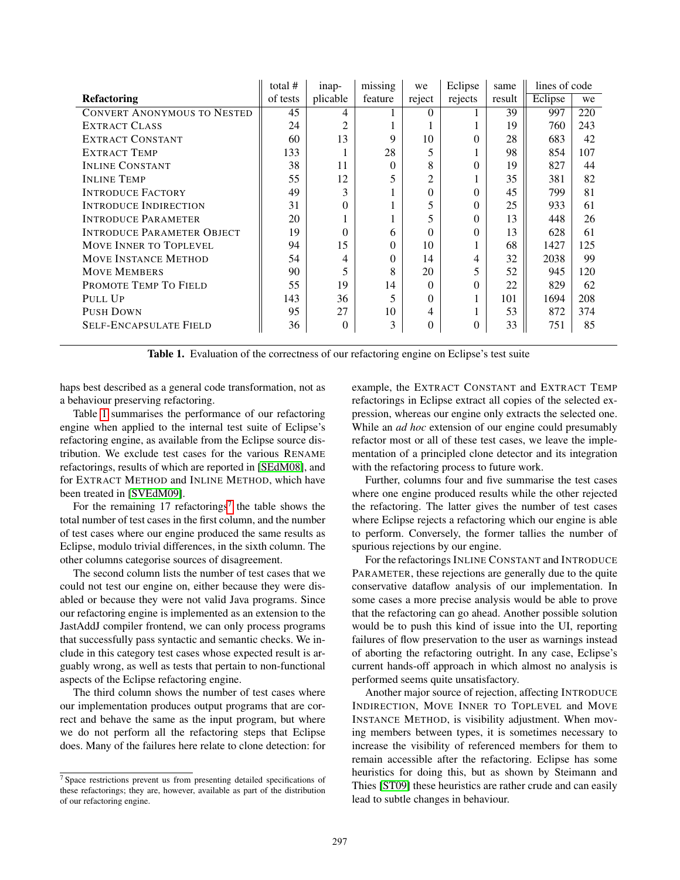| Refactoring | total # of tests | inap-plicable | missing feature | we reject | Eclipse rejects | same result | lines of code | |
|---|---|---|---|---|---|---|---|---|
| | | | | | | | Eclipse | we |
| Convert Anonymous to Nested | 45 | 4 | 1 | 0 | 1 | 39 | 997 | 220 |
| Extract Class | 24 | 2 | 1 | 1 | 1 | 19 | 760 | 243 |
| Extract Constant | 60 | 13 | 9 | 10 | 0 | 28 | 683 | 42 |
| Extract Temp | 133 | 1 | 28 | 5 | 1 | 98 | 854 | 107 |
| Inline Constant | 38 | 11 | 0 | 8 | 0 | 19 | 827 | 44 |
| Inline Temp | 55 | 12 | 5 | 2 | 1 | 35 | 381 | 82 |
| Introduce Factory | 49 | 3 | 1 | 0 | 0 | 45 | 799 | 81 |
| Introduce Indirection | 31 | 0 | 1 | 5 | 0 | 25 | 933 | 61 |
| Introduce Parameter | 20 | 1 | 1 | 5 | 0 | 13 | 448 | 26 |
| Introduce Parameter Object | 19 | 0 | 6 | 0 | 0 | 13 | 628 | 61 |
| Move Inner to Toplevel | 94 | 15 | 0 | 10 | 1 | 68 | 1427 | 125 |
| Move Instance Method | 54 | 4 | 0 | 14 | 4 | 32 | 2038 | 99 |
| Move Members | 90 | 5 | 8 | 20 | 5 | 52 | 945 | 120 |
| Promote Temp To Field | 55 | 19 | 14 | 0 | 0 | 22 | 829 | 62 |
| Pull Up | 143 | 36 | 5 | 0 | 1 | 101 | 1694 | 208 |
| Push Down | 95 | 27 | 10 | 4 | 1 | 53 | 872 | 374 |
| Self-Encapsulate Field | 36 | 0 | 3 | 0 | 0 | 33 | 751 | 85 |

**Table 1.** Evaluation of the correctness of our refactoring engine on Eclipse's test suite

haps best described as a general code transformation, not as a behaviour preserving refactoring.

Table 1 summarises the performance of our refactoring engine when applied to the internal test suite of Eclipse's refactoring engine, as available from the Eclipse source distribution. We exclude test cases for the various Rename refactorings, results of which are reported in [SEdM08], and for Extract Method and Inline Method, which have been treated in [SVEdM09].

For the remaining 17 refactorings[7] the table shows the total number of test cases in the first column, and the number of test cases where our engine produced the same results as Eclipse, modulo trivial differences, in the sixth column. The other columns categorise sources of disagreement.

The second column lists the number of test cases that we could not test our engine on, either because they were disabled or because they were not valid Java programs. Since our refactoring engine is implemented as an extension to the JastAddJ compiler frontend, we can only process programs that successfully pass syntactic and semantic checks. We include in this category test cases whose expected result is arguably wrong, as well as tests that pertain to non-functional aspects of the Eclipse refactoring engine.

The third column shows the number of test cases where our implementation produces output programs that are correct and behave the same as the input program, but where we do not perform all the refactoring steps that Eclipse does. Many of the failures here relate to clone detection: for example, the Extract Constant and Extract Temp refactorings in Eclipse extract all copies of the selected expression, whereas our engine only extracts the selected one. While an *ad hoc* extension of our engine could presumably refactor most or all of these test cases, we leave the implementation of a principled clone detector and its integration with the refactoring process to future work.

Further, columns four and five summarise the test cases where one engine produced results while the other rejected the refactoring. The latter gives the number of test cases where Eclipse rejects a refactoring which our engine is able to perform. Conversely, the former tallies the number of spurious rejections by our engine.

For the refactorings Inline Constant and Introduce Parameter, these rejections are generally due to the quite conservative dataflow analysis of our implementation. In some cases a more precise analysis would be able to prove that the refactoring can go ahead. Another possible solution would be to push this kind of issue into the UI, reporting failures of flow preservation to the user as warnings instead of aborting the refactoring outright. In any case, Eclipse's current hands-off approach in which almost no analysis is performed seems quite unsatisfactory.

Another major source of rejection, affecting Introduce Indirection, Move Inner to Toplevel and Move Instance Method, is visibility adjustment. When moving members between types, it is sometimes necessary to increase the visibility of referenced members for them to remain accessible after the refactoring. Eclipse has some heuristics for doing this, but as shown by Steimann and Thies [ST09] these heuristics are rather crude and can easily lead to subtle changes in behaviour.

[7] Space restrictions prevent us from presenting detailed specifications of these refactorings; they are, however, available as part of the distribution of our refactoring engine.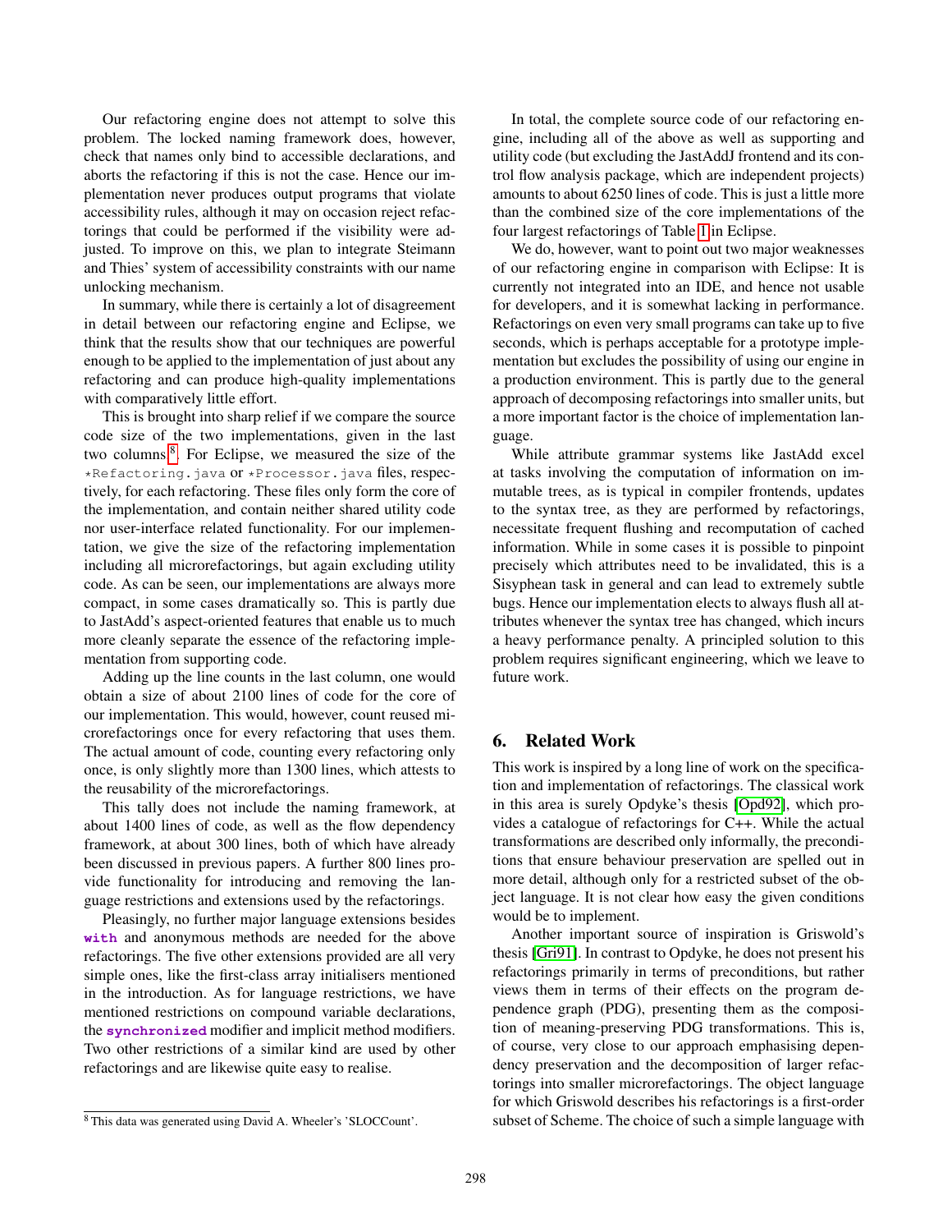Our refactoring engine does not attempt to solve this problem. The locked naming framework does, however, check that names only bind to accessible declarations, and aborts the refactoring if this is not the case. Hence our implementation never produces output programs that violate accessibility rules, although it may on occasion reject refactorings that could be performed if the visibility were adjusted. To improve on this, we plan to integrate Steimann and Thies' system of accessibility constraints with our name unlocking mechanism.

In summary, while there is certainly a lot of disagreement in detail between our refactoring engine and Eclipse, we think that the results show that our techniques are powerful enough to be applied to the implementation of just about any refactoring and can produce high-quality implementations with comparatively little effort.

This is brought into sharp relief if we compare the source code size of the two implementations, given in the last two columns[8]. For Eclipse, we measured the size of the `*Refactoring.java` or `*Processor.java` files, respectively, for each refactoring. These files only form the core of the implementation, and contain neither shared utility code nor user-interface related functionality. For our implementation, we give the size of the refactoring implementation including all microrefactorings, but again excluding utility code. As can be seen, our implementations are always more compact, in some cases dramatically so. This is partly due to JastAdd's aspect-oriented features that enable us to much more cleanly separate the essence of the refactoring implementation from supporting code.

Adding up the line counts in the last column, one would obtain a size of about 2100 lines of code for the core of our implementation. This would, however, count reused microrefactorings once for every refactoring that uses them. The actual amount of code, counting every refactoring only once, is only slightly more than 1300 lines, which attests to the reusability of the microrefactorings.

This tally does not include the naming framework, at about 1400 lines of code, as well as the flow dependency framework, at about 300 lines, both of which have already been discussed in previous papers. A further 800 lines provide functionality for introducing and removing the language restrictions and extensions used by the refactorings.

Pleasingly, no further major language extensions besides **`with`** and anonymous methods are needed for the above refactorings. The five other extensions provided are all very simple ones, like the first-class array initialisers mentioned in the introduction. As for language restrictions, we have mentioned restrictions on compound variable declarations, the **`synchronized`** modifier and implicit method modifiers. Two other restrictions of a similar kind are used by other refactorings and are likewise quite easy to realise.

[8] This data was generated using David A. Wheeler's 'SLOCCount'.

In total, the complete source code of our refactoring engine, including all of the above as well as supporting and utility code (but excluding the JastAddJ frontend and its control flow analysis package, which are independent projects) amounts to about 6250 lines of code. This is just a little more than the combined size of the core implementations of the four largest refactorings of Table 1 in Eclipse.

We do, however, want to point out two major weaknesses of our refactoring engine in comparison with Eclipse: It is currently not integrated into an IDE, and hence not usable for developers, and it is somewhat lacking in performance. Refactorings on even very small programs can take up to five seconds, which is perhaps acceptable for a prototype implementation but excludes the possibility of using our engine in a production environment. This is partly due to the general approach of decomposing refactorings into smaller units, but a more important factor is the choice of implementation language.

While attribute grammar systems like JastAdd excel at tasks involving the computation of information on immutable trees, as is typical in compiler frontends, updates to the syntax tree, as they are performed by refactorings, necessitate frequent flushing and recomputation of cached information. While in some cases it is possible to pinpoint precisely which attributes need to be invalidated, this is a Sisyphean task in general and can lead to extremely subtle bugs. Hence our implementation elects to always flush all attributes whenever the syntax tree has changed, which incurs a heavy performance penalty. A principled solution to this problem requires significant engineering, which we leave to future work.

## 6. Related Work

This work is inspired by a long line of work on the specification and implementation of refactorings. The classical work in this area is surely Opdyke's thesis [Opd92], which provides a catalogue of refactorings for C++. While the actual transformations are described only informally, the preconditions that ensure behaviour preservation are spelled out in more detail, although only for a restricted subset of the object language. It is not clear how easy the given conditions would be to implement.

Another important source of inspiration is Griswold's thesis [Gri91]. In contrast to Opdyke, he does not present his refactorings primarily in terms of preconditions, but rather views them in terms of their effects on the program dependence graph (PDG), presenting them as the composition of meaning-preserving PDG transformations. This is, of course, very close to our approach emphasising dependency preservation and the decomposition of larger refactorings into smaller microrefactorings. The object language for which Griswold describes his refactorings is a first-order subset of Scheme. The choice of such a simple language with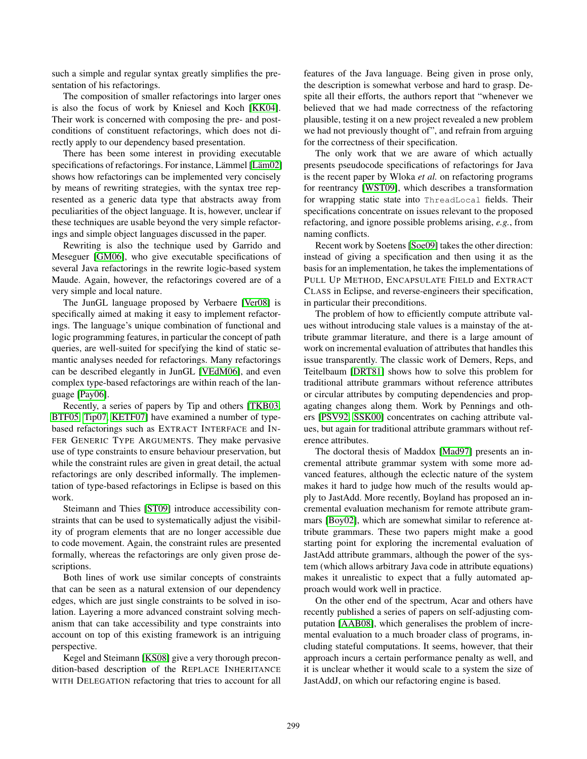such a simple and regular syntax greatly simplifies the presentation of his refactorings.

The composition of smaller refactorings into larger ones is also the focus of work by Kniesel and Koch [KK04]. Their work is concerned with composing the pre- and postconditions of constituent refactorings, which does not directly apply to our dependency based presentation.

There has been some interest in providing executable specifications of refactorings. For instance, Lämmel [Läm02] shows how refactorings can be implemented very concisely by means of rewriting strategies, with the syntax tree represented as a generic data type that abstracts away from peculiarities of the object language. It is, however, unclear if these techniques are usable beyond the very simple refactorings and simple object languages discussed in the paper.

Rewriting is also the technique used by Garrido and Meseguer [GM06], who give executable specifications of several Java refactorings in the rewrite logic-based system Maude. Again, however, the refactorings covered are of a very simple and local nature.

The JunGL language proposed by Verbaere [Ver08] is specifically aimed at making it easy to implement refactorings. The language's unique combination of functional and logic programming features, in particular the concept of path queries, are well-suited for specifying the kind of static semantic analyses needed for refactorings. Many refactorings can be described elegantly in JunGL [VEdM06], and even complex type-based refactorings are within reach of the language [Pay06].

Recently, a series of papers by Tip and others [TKB03, BTF05, Tip07, KETF07] have examined a number of type-based refactorings such as EXTRACT INTERFACE and INFER GENERIC TYPE ARGUMENTS. They make pervasive use of type constraints to ensure behaviour preservation, but while the constraint rules are given in great detail, the actual refactorings are only described informally. The implementation of type-based refactorings in Eclipse is based on this work.

Steimann and Thies [ST09] introduce accessibility constraints that can be used to systematically adjust the visibility of program elements that are no longer accessible due to code movement. Again, the constraint rules are presented formally, whereas the refactorings are only given prose descriptions.

Both lines of work use similar concepts of constraints that can be seen as a natural extension of our dependency edges, which are just single constraints to be solved in isolation. Layering a more advanced constraint solving mechanism that can take accessibility and type constraints into account on top of this existing framework is an intriguing perspective.

Kegel and Steimann [KS08] give a very thorough precondition-based description of the REPLACE INHERITANCE WITH DELEGATION refactoring that tries to account for all features of the Java language. Being given in prose only, the description is somewhat verbose and hard to grasp. Despite all their efforts, the authors report that "whenever we believed that we had made correctness of the refactoring plausible, testing it on a new project revealed a new problem we had not previously thought of", and refrain from arguing for the correctness of their specification.

The only work that we are aware of which actually presents pseudocode specifications of refactorings for Java is the recent paper by Wloka *et al.* on refactoring programs for reentrancy [WST09], which describes a transformation for wrapping static state into `ThreadLocal` fields. Their specifications concentrate on issues relevant to the proposed refactoring, and ignore possible problems arising, *e.g.*, from naming conflicts.

Recent work by Soetens [Soe09] takes the other direction: instead of giving a specification and then using it as the basis for an implementation, he takes the implementations of PULL UP METHOD, ENCAPSULATE FIELD and EXTRACT CLASS in Eclipse, and reverse-engineers their specification, in particular their preconditions.

The problem of how to efficiently compute attribute values without introducing stale values is a mainstay of the attribute grammar literature, and there is a large amount of work on incremental evaluation of attributes that handles this issue transparently. The classic work of Demers, Reps, and Teitelbaum [DRT81] shows how to solve this problem for traditional attribute grammars without reference attributes or circular attributes by computing dependencies and propagating changes along them. Work by Pennings and others [PSV92, SSK00] concentrates on caching attribute values, but again for traditional attribute grammars without reference attributes.

The doctoral thesis of Maddox [Mad97] presents an incremental attribute grammar system with some more advanced features, although the eclectic nature of the system makes it hard to judge how much of the results would apply to JastAdd. More recently, Boyland has proposed an incremental evaluation mechanism for remote attribute grammars [Boy02], which are somewhat similar to reference attribute grammars. These two papers might make a good starting point for exploring the incremental evaluation of JastAdd attribute grammars, although the power of the system (which allows arbitrary Java code in attribute equations) makes it unrealistic to expect that a fully automated approach would work well in practice.

On the other end of the spectrum, Acar and others have recently published a series of papers on self-adjusting computation [AAB08], which generalises the problem of incremental evaluation to a much broader class of programs, including stateful computations. It seems, however, that their approach incurs a certain performance penalty as well, and it is unclear whether it would scale to a system the size of JastAddJ, on which our refactoring engine is based.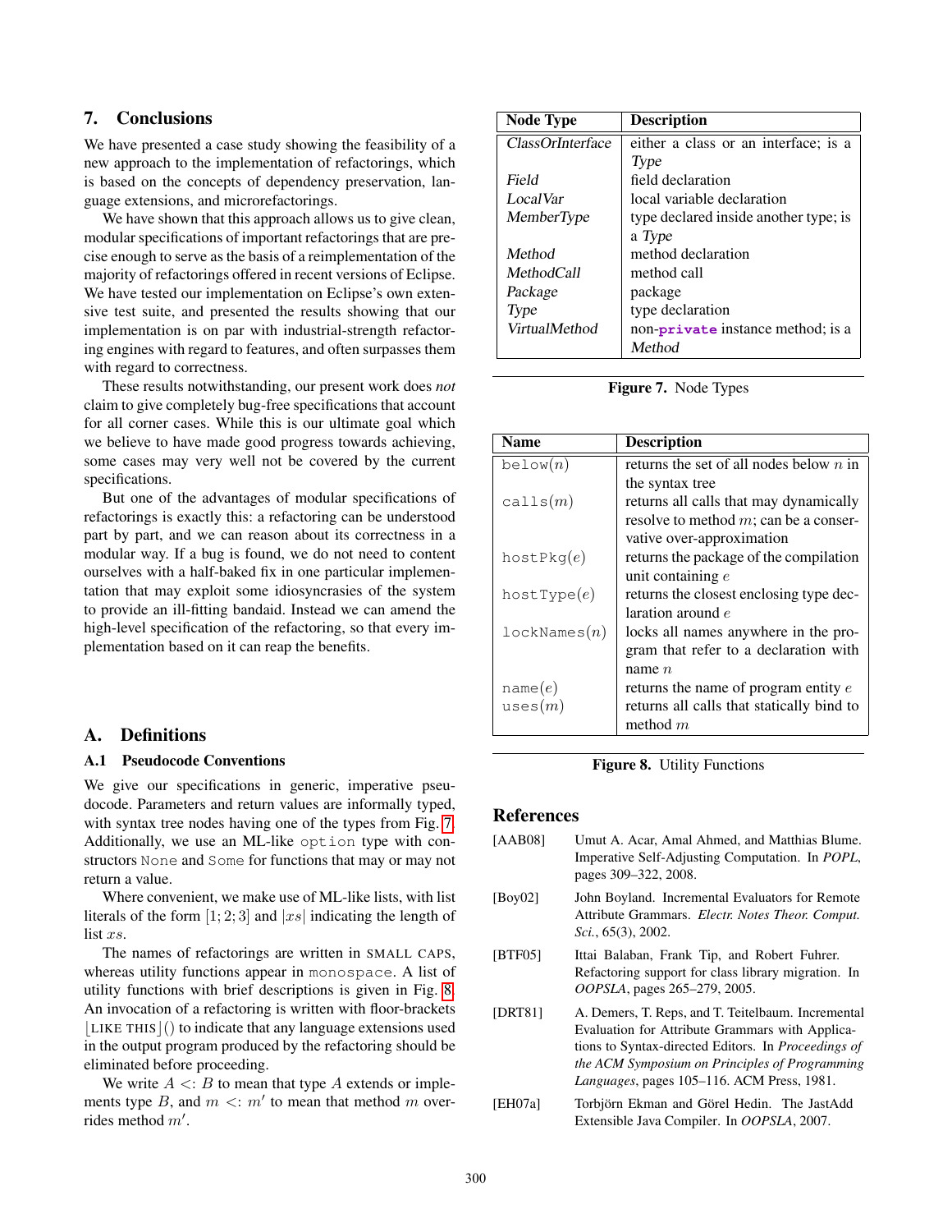## 7. Conclusions

We have presented a case study showing the feasibility of a new approach to the implementation of refactorings, which is based on the concepts of dependency preservation, language extensions, and microrefactorings.

We have shown that this approach allows us to give clean, modular specifications of important refactorings that are precise enough to serve as the basis of a reimplementation of the majority of refactorings offered in recent versions of Eclipse. We have tested our implementation on Eclipse's own extensive test suite, and presented the results showing that our implementation is on par with industrial-strength refactoring engines with regard to features, and often surpasses them with regard to correctness.

These results notwithstanding, our present work does *not* claim to give completely bug-free specifications that account for all corner cases. While this is our ultimate goal which we believe to have made good progress towards achieving, some cases may very well not be covered by the current specifications.

But one of the advantages of modular specifications of refactorings is exactly this: a refactoring can be understood part by part, and we can reason about its correctness in a modular way. If a bug is found, we do not need to content ourselves with a half-baked fix in one particular implementation that may exploit some idiosyncrasies of the system to provide an ill-fitting bandaid. Instead we can amend the high-level specification of the refactoring, so that every implementation based on it can reap the benefits.

## A. Definitions

### A.1 Pseudocode Conventions

We give our specifications in generic, imperative pseudocode. Parameters and return values are informally typed, with syntax tree nodes having one of the types from Fig. 7. Additionally, we use an ML-like `option` type with constructors `None` and `Some` for functions that may or may not return a value.

Where convenient, we make use of ML-like lists, with list literals of the form $[1; 2; 3]$ and $|xs|$ indicating the length of list $xs$.

The names of refactorings are written in SMALL CAPS, whereas utility functions appear in `monospace`. A list of utility functions with brief descriptions is given in Fig. 8. An invocation of a refactoring is written with floor-brackets $\lfloor$LIKE THIS$\rfloor$() to indicate that any language extensions used in the output program produced by the refactoring should be eliminated before proceeding.

We write $A <: B$ to mean that type $A$ extends or implements type $B$, and $m <: m'$ to mean that method $m$ overrides method $m'$.

| Node Type | Description |
|---|---|
| *ClassOrInterface* | either a class or an interface; is a *Type* |
| *Field* | field declaration |
| *LocalVar* | local variable declaration |
| *MemberType* | type declared inside another type; is a *Type* |
| *Method* | method declaration |
| *MethodCall* | method call |
| *Package* | package |
| *Type* | type declaration |
| *VirtualMethod* | non-**`private`** instance method; is a *Method* |

**Figure 7.** Node Types

| Name | Description |
|---|---|
| `below`($n$) | returns the set of all nodes below $n$ in the syntax tree |
| `calls`($m$) | returns all calls that may dynamically resolve to method $m$; can be a conservative over-approximation |
| `hostPkg`($e$) | returns the package of the compilation unit containing $e$ |
| `hostType`($e$) | returns the closest enclosing type declaration around $e$ |
| `lockNames`($n$) | locks all names anywhere in the program that refer to a declaration with name $n$ |
| `name`($e$) | returns the name of program entity $e$ |
| `uses`($m$) | returns all calls that statically bind to method $m$ |

**Figure 8.** Utility Functions

## References

[AAB08] Umut A. Acar, Amal Ahmed, and Matthias Blume. Imperative Self-Adjusting Computation. In *POPL*, pages 309–322, 2008.

[Boy02] John Boyland. Incremental Evaluators for Remote Attribute Grammars. *Electr. Notes Theor. Comput. Sci.*, 65(3), 2002.

[BTF05] Ittai Balaban, Frank Tip, and Robert Fuhrer. Refactoring support for class library migration. In *OOPSLA*, pages 265–279, 2005.

[DRT81] A. Demers, T. Reps, and T. Teitelbaum. Incremental Evaluation for Attribute Grammars with Applications to Syntax-directed Editors. In *Proceedings of the ACM Symposium on Principles of Programming Languages*, pages 105–116. ACM Press, 1981.

[EH07a] Torbjörn Ekman and Görel Hedin. The JastAdd Extensible Java Compiler. In *OOPSLA*, 2007.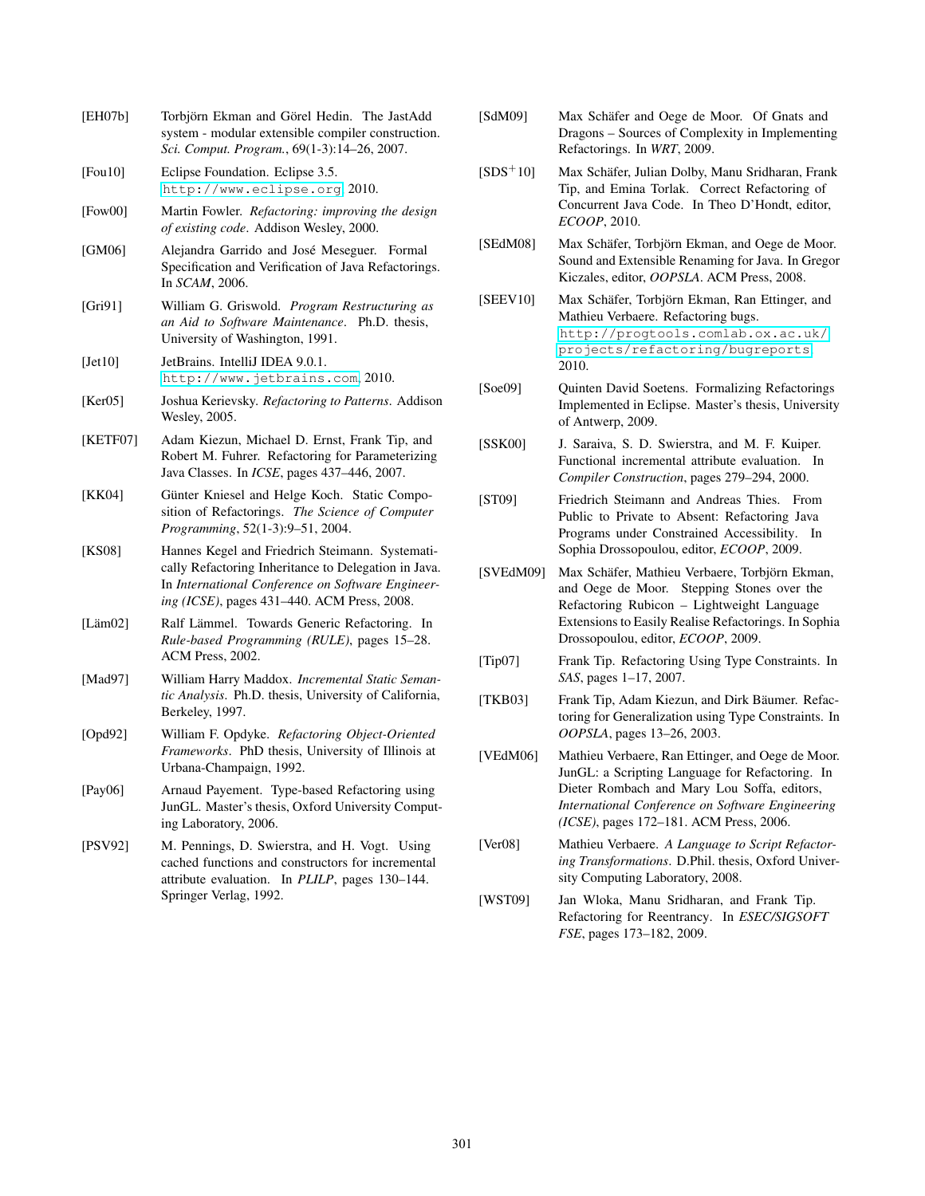[EH07b] Torbjörn Ekman and Görel Hedin. The JastAdd system - modular extensible compiler construction. *Sci. Comput. Program.*, 69(1-3):14–26, 2007.

[Fou10] Eclipse Foundation. Eclipse 3.5. `http://www.eclipse.org`, 2010.

[Fow00] Martin Fowler. *Refactoring: improving the design of existing code*. Addison Wesley, 2000.

[GM06] Alejandra Garrido and José Meseguer. Formal Specification and Verification of Java Refactorings. In *SCAM*, 2006.

[Gri91] William G. Griswold. *Program Restructuring as an Aid to Software Maintenance*. Ph.D. thesis, University of Washington, 1991.

[Jet10] JetBrains. IntelliJ IDEA 9.0.1. `http://www.jetbrains.com`, 2010.

[Ker05] Joshua Kerievsky. *Refactoring to Patterns*. Addison Wesley, 2005.

[KETF07] Adam Kiezun, Michael D. Ernst, Frank Tip, and Robert M. Fuhrer. Refactoring for Parameterizing Java Classes. In *ICSE*, pages 437–446, 2007.

[KK04] Günter Kniesel and Helge Koch. Static Composition of Refactorings. *The Science of Computer Programming*, 52(1-3):9–51, 2004.

[KS08] Hannes Kegel and Friedrich Steimann. Systematically Refactoring Inheritance to Delegation in Java. In *International Conference on Software Engineering (ICSE)*, pages 431–440. ACM Press, 2008.

[Läm02] Ralf Lämmel. Towards Generic Refactoring. In *Rule-based Programming (RULE)*, pages 15–28. ACM Press, 2002.

[Mad97] William Harry Maddox. *Incremental Static Semantic Analysis*. Ph.D. thesis, University of California, Berkeley, 1997.

[Opd92] William F. Opdyke. *Refactoring Object-Oriented Frameworks*. PhD thesis, University of Illinois at Urbana-Champaign, 1992.

[Pay06] Arnaud Payement. Type-based Refactoring using JunGL. Master's thesis, Oxford University Computing Laboratory, 2006.

[PSV92] M. Pennings, D. Swierstra, and H. Vogt. Using cached functions and constructors for incremental attribute evaluation. In *PLILP*, pages 130–144. Springer Verlag, 1992.

[SdM09] Max Schäfer and Oege de Moor. Of Gnats and Dragons – Sources of Complexity in Implementing Refactorings. In *WRT*, 2009.

[SDS+10] Max Schäfer, Julian Dolby, Manu Sridharan, Frank Tip, and Emina Torlak. Correct Refactoring of Concurrent Java Code. In Theo D'Hondt, editor, *ECOOP*, 2010.

[SEdM08] Max Schäfer, Torbjörn Ekman, and Oege de Moor. Sound and Extensible Renaming for Java. In Gregor Kiczales, editor, *OOPSLA*. ACM Press, 2008.

[SEEV10] Max Schäfer, Torbjörn Ekman, Ran Ettinger, and Mathieu Verbaere. Refactoring bugs. `http://progtools.comlab.ox.ac.uk/projects/refactoring/bugreports`, 2010.

[Soe09] Quinten David Soetens. Formalizing Refactorings Implemented in Eclipse. Master's thesis, University of Antwerp, 2009.

[SSK00] J. Saraiva, S. D. Swierstra, and M. F. Kuiper. Functional incremental attribute evaluation. In *Compiler Construction*, pages 279–294, 2000.

[ST09] Friedrich Steimann and Andreas Thies. From Public to Private to Absent: Refactoring Java Programs under Constrained Accessibility. In Sophia Drossopoulou, editor, *ECOOP*, 2009.

[SVEdM09] Max Schäfer, Mathieu Verbaere, Torbjörn Ekman, and Oege de Moor. Stepping Stones over the Refactoring Rubicon – Lightweight Language Extensions to Easily Realise Refactorings. In Sophia Drossopoulou, editor, *ECOOP*, 2009.

[Tip07] Frank Tip. Refactoring Using Type Constraints. In *SAS*, pages 1–17, 2007.

[TKB03] Frank Tip, Adam Kiezun, and Dirk Bäumer. Refactoring for Generalization using Type Constraints. In *OOPSLA*, pages 13–26, 2003.

[VEdM06] Mathieu Verbaere, Ran Ettinger, and Oege de Moor. JunGL: a Scripting Language for Refactoring. In Dieter Rombach and Mary Lou Soffa, editors, *International Conference on Software Engineering (ICSE)*, pages 172–181. ACM Press, 2006.

[Ver08] Mathieu Verbaere. *A Language to Script Refactoring Transformations*. D.Phil. thesis, Oxford University Computing Laboratory, 2008.

[WST09] Jan Wloka, Manu Sridharan, and Frank Tip. Refactoring for Reentrancy. In *ESEC/SIGSOFT FSE*, pages 173–182, 2009.